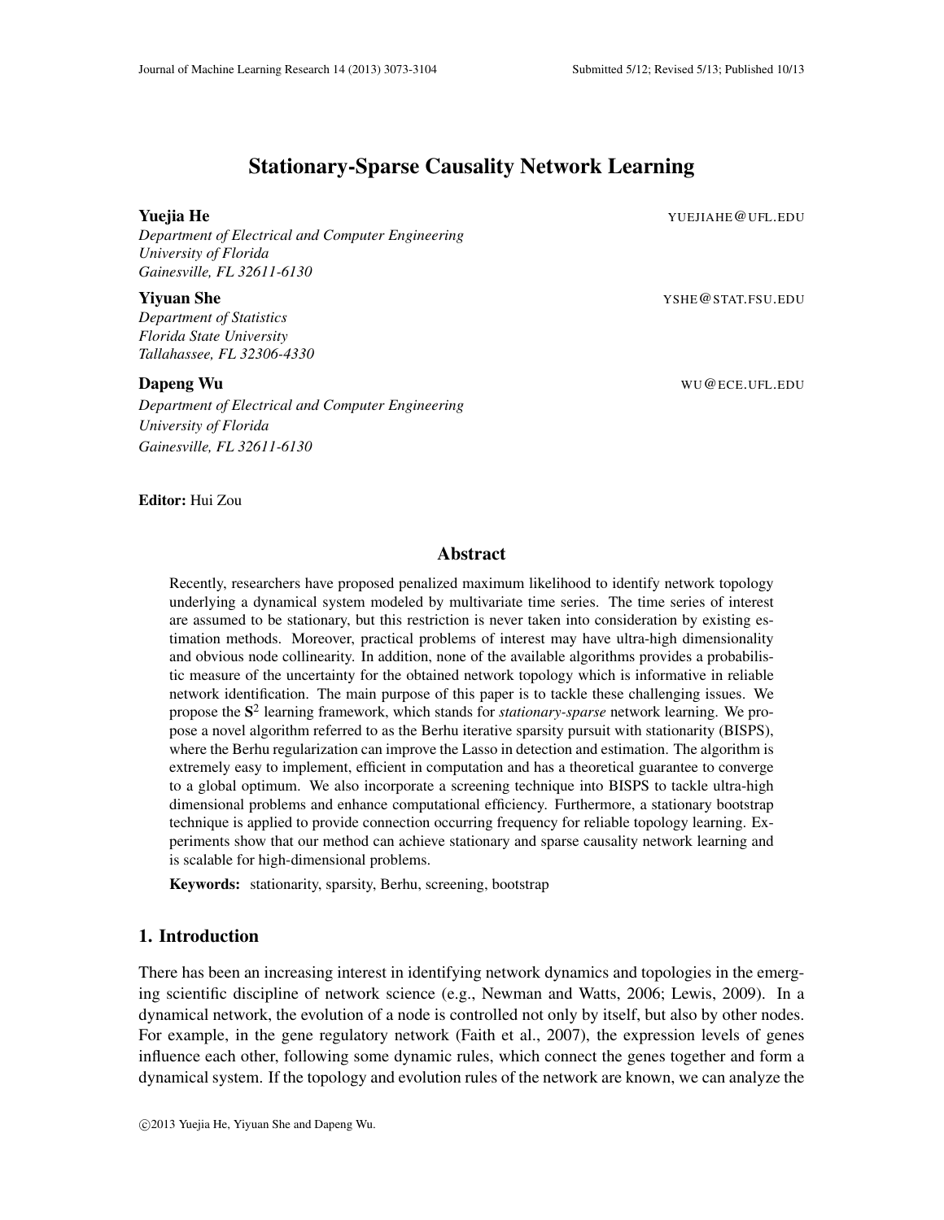# Stationary-Sparse Causality Network Learning

**Yuejia He** YUEJIAHE@UFL.EDU
*Department of Electrical and Computer Engineering*
*University of Florida*
*Gainesville, FL 32611-6130*

**Yiyuan She** YSHE@STAT.FSU.EDU
*Department of Statistics*
*Florida State University*
*Tallahassee, FL 32306-4330*

**Dapeng Wu** WU@ECE.UFL.EDU
*Department of Electrical and Computer Engineering*
*University of Florida*
*Gainesville, FL 32611-6130*

**Editor:** Hui Zou

## Abstract

Recently, researchers have proposed penalized maximum likelihood to identify network topology underlying a dynamical system modeled by multivariate time series. The time series of interest are assumed to be stationary, but this restriction is never taken into consideration by existing estimation methods. Moreover, practical problems of interest may have ultra-high dimensionality and obvious node collinearity. In addition, none of the available algorithms provides a probabilistic measure of the uncertainty for the obtained network topology which is informative in reliable network identification. The main purpose of this paper is to tackle these challenging issues. We propose the $\mathbf{S}^2$ learning framework, which stands for *stationary-sparse* network learning. We propose a novel algorithm referred to as the Berhu iterative sparsity pursuit with stationarity (BISPS), where the Berhu regularization can improve the Lasso in detection and estimation. The algorithm is extremely easy to implement, efficient in computation and has a theoretical guarantee to converge to a global optimum. We also incorporate a screening technique into BISPS to tackle ultra-high dimensional problems and enhance computational efficiency. Furthermore, a stationary bootstrap technique is applied to provide connection occurring frequency for reliable topology learning. Experiments show that our method can achieve stationary and sparse causality network learning and is scalable for high-dimensional problems.

**Keywords:** stationarity, sparsity, Berhu, screening, bootstrap

## 1. Introduction

There has been an increasing interest in identifying network dynamics and topologies in the emerging scientific discipline of network science (e.g., Newman and Watts, 2006; Lewis, 2009). In a dynamical network, the evolution of a node is controlled not only by itself, but also by other nodes. For example, in the gene regulatory network (Faith et al., 2007), the expression levels of genes influence each other, following some dynamic rules, which connect the genes together and form a dynamical system. If the topology and evolution rules of the network are known, we can analyze the

©2013 Yuejia He, Yiyuan She and Dapeng Wu.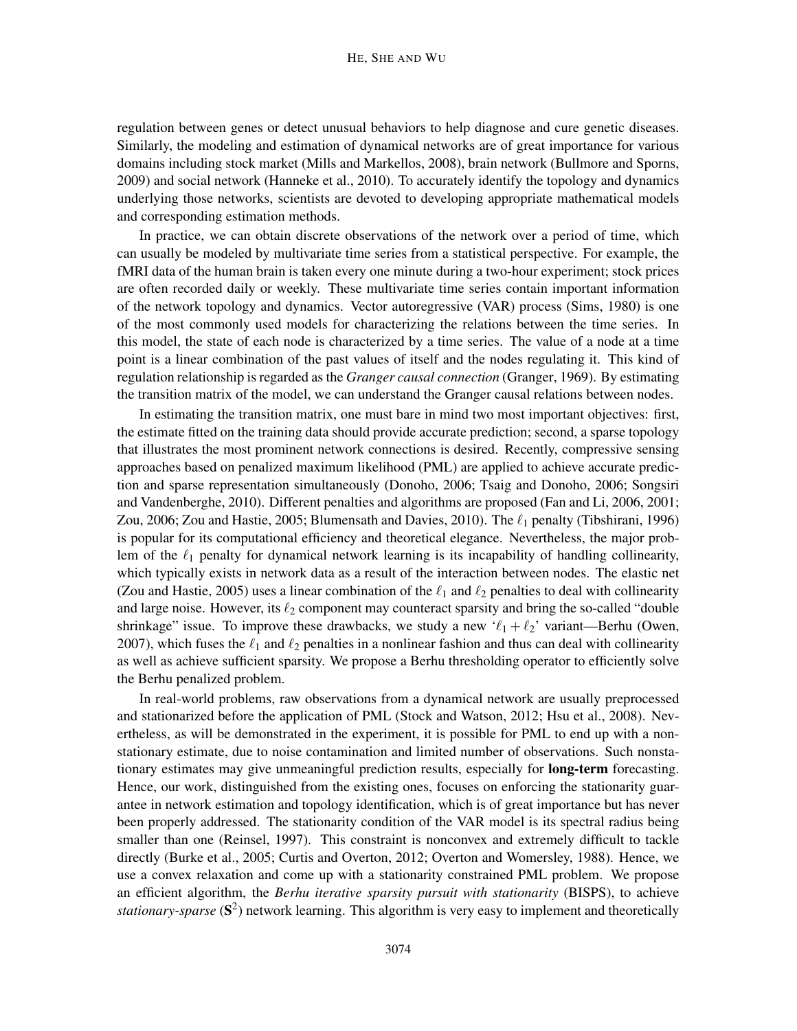regulation between genes or detect unusual behaviors to help diagnose and cure genetic diseases. Similarly, the modeling and estimation of dynamical networks are of great importance for various domains including stock market (Mills and Markellos, 2008), brain network (Bullmore and Sporns, 2009) and social network (Hanneke et al., 2010). To accurately identify the topology and dynamics underlying those networks, scientists are devoted to developing appropriate mathematical models and corresponding estimation methods.

In practice, we can obtain discrete observations of the network over a period of time, which can usually be modeled by multivariate time series from a statistical perspective. For example, the fMRI data of the human brain is taken every one minute during a two-hour experiment; stock prices are often recorded daily or weekly. These multivariate time series contain important information of the network topology and dynamics. Vector autoregressive (VAR) process (Sims, 1980) is one of the most commonly used models for characterizing the relations between the time series. In this model, the state of each node is characterized by a time series. The value of a node at a time point is a linear combination of the past values of itself and the nodes regulating it. This kind of regulation relationship is regarded as the *Granger causal connection* (Granger, 1969). By estimating the transition matrix of the model, we can understand the Granger causal relations between nodes.

In estimating the transition matrix, one must bare in mind two most important objectives: first, the estimate fitted on the training data should provide accurate prediction; second, a sparse topology that illustrates the most prominent network connections is desired. Recently, compressive sensing approaches based on penalized maximum likelihood (PML) are applied to achieve accurate prediction and sparse representation simultaneously (Donoho, 2006; Tsaig and Donoho, 2006; Songsiri and Vandenberghe, 2010). Different penalties and algorithms are proposed (Fan and Li, 2006, 2001; Zou, 2006; Zou and Hastie, 2005; Blumensath and Davies, 2010). The $\ell_1$ penalty (Tibshirani, 1996) is popular for its computational efficiency and theoretical elegance. Nevertheless, the major problem of the $\ell_1$ penalty for dynamical network learning is its incapability of handling collinearity, which typically exists in network data as a result of the interaction between nodes. The elastic net (Zou and Hastie, 2005) uses a linear combination of the $\ell_1$ and $\ell_2$ penalties to deal with collinearity and large noise. However, its $\ell_2$ component may counteract sparsity and bring the so-called "double shrinkage" issue. To improve these drawbacks, we study a new '$\ell_1 + \ell_2$' variant—Berhu (Owen, 2007), which fuses the $\ell_1$ and $\ell_2$ penalties in a nonlinear fashion and thus can deal with collinearity as well as achieve sufficient sparsity. We propose a Berhu thresholding operator to efficiently solve the Berhu penalized problem.

In real-world problems, raw observations from a dynamical network are usually preprocessed and stationarized before the application of PML (Stock and Watson, 2012; Hsu et al., 2008). Nevertheless, as will be demonstrated in the experiment, it is possible for PML to end up with a nonstationary estimate, due to noise contamination and limited number of observations. Such nonstationary estimates may give unmeaningful prediction results, especially for **long-term** forecasting. Hence, our work, distinguished from the existing ones, focuses on enforcing the stationarity guarantee in network estimation and topology identification, which is of great importance but has never been properly addressed. The stationarity condition of the VAR model is its spectral radius being smaller than one (Reinsel, 1997). This constraint is nonconvex and extremely difficult to tackle directly (Burke et al., 2005; Curtis and Overton, 2012; Overton and Womersley, 1988). Hence, we use a convex relaxation and come up with a stationarity constrained PML problem. We propose an efficient algorithm, the *Berhu iterative sparsity pursuit with stationarity* (BISPS), to achieve *stationary-sparse* ($\mathbf{S}^2$) network learning. This algorithm is very easy to implement and theoretically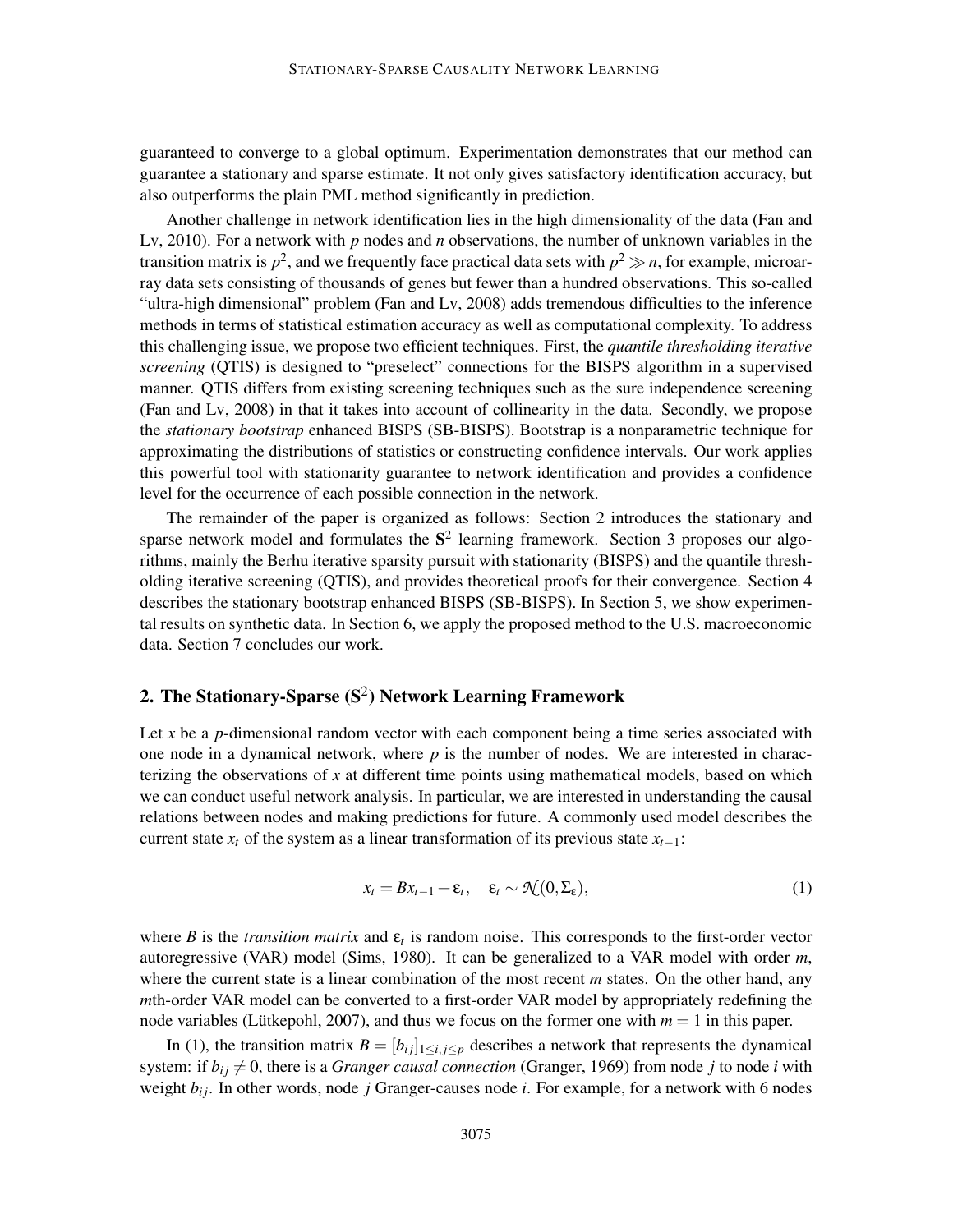guaranteed to converge to a global optimum. Experimentation demonstrates that our method can guarantee a stationary and sparse estimate. It not only gives satisfactory identification accuracy, but also outperforms the plain PML method significantly in prediction.

Another challenge in network identification lies in the high dimensionality of the data (Fan and Lv, 2010). For a network with $p$ nodes and $n$ observations, the number of unknown variables in the transition matrix is $p^2$, and we frequently face practical data sets with $p^2 \gg n$, for example, microarray data sets consisting of thousands of genes but fewer than a hundred observations. This so-called "ultra-high dimensional" problem (Fan and Lv, 2008) adds tremendous difficulties to the inference methods in terms of statistical estimation accuracy as well as computational complexity. To address this challenging issue, we propose two efficient techniques. First, the *quantile thresholding iterative screening* (QTIS) is designed to "preselect" connections for the BISPS algorithm in a supervised manner. QTIS differs from existing screening techniques such as the sure independence screening (Fan and Lv, 2008) in that it takes into account of collinearity in the data. Secondly, we propose the *stationary bootstrap* enhanced BISPS (SB-BISPS). Bootstrap is a nonparametric technique for approximating the distributions of statistics or constructing confidence intervals. Our work applies this powerful tool with stationarity guarantee to network identification and provides a confidence level for the occurrence of each possible connection in the network.

The remainder of the paper is organized as follows: Section 2 introduces the stationary and sparse network model and formulates the $\mathbf{S}^2$ learning framework. Section 3 proposes our algorithms, mainly the Berhu iterative sparsity pursuit with stationarity (BISPS) and the quantile thresholding iterative screening (QTIS), and provides theoretical proofs for their convergence. Section 4 describes the stationary bootstrap enhanced BISPS (SB-BISPS). In Section 5, we show experimental results on synthetic data. In Section 6, we apply the proposed method to the U.S. macroeconomic data. Section 7 concludes our work.

## 2. The Stationary-Sparse ($\mathbf{S}^2$) Network Learning Framework

Let $x$ be a $p$-dimensional random vector with each component being a time series associated with one node in a dynamical network, where $p$ is the number of nodes. We are interested in characterizing the observations of $x$ at different time points using mathematical models, based on which we can conduct useful network analysis. In particular, we are interested in understanding the causal relations between nodes and making predictions for future. A commonly used model describes the current state $x_t$ of the system as a linear transformation of its previous state $x_{t-1}$:

$$x_t = Bx_{t-1} + \varepsilon_t, \quad \varepsilon_t \sim \mathcal{N}(0, \Sigma_\varepsilon), \tag{1}$$

where $B$ is the *transition matrix* and $\varepsilon_t$ is random noise. This corresponds to the first-order vector autoregressive (VAR) model (Sims, 1980). It can be generalized to a VAR model with order $m$, where the current state is a linear combination of the most recent $m$ states. On the other hand, any $m$th-order VAR model can be converted to a first-order VAR model by appropriately redefining the node variables (Lütkepohl, 2007), and thus we focus on the former one with $m = 1$ in this paper.

In (1), the transition matrix $B = [b_{ij}]_{1 \le i,j \le p}$ describes a network that represents the dynamical system: if $b_{ij} \neq 0$, there is a *Granger causal connection* (Granger, 1969) from node $j$ to node $i$ with weight $b_{ij}$. In other words, node $j$ Granger-causes node $i$. For example, for a network with 6 nodes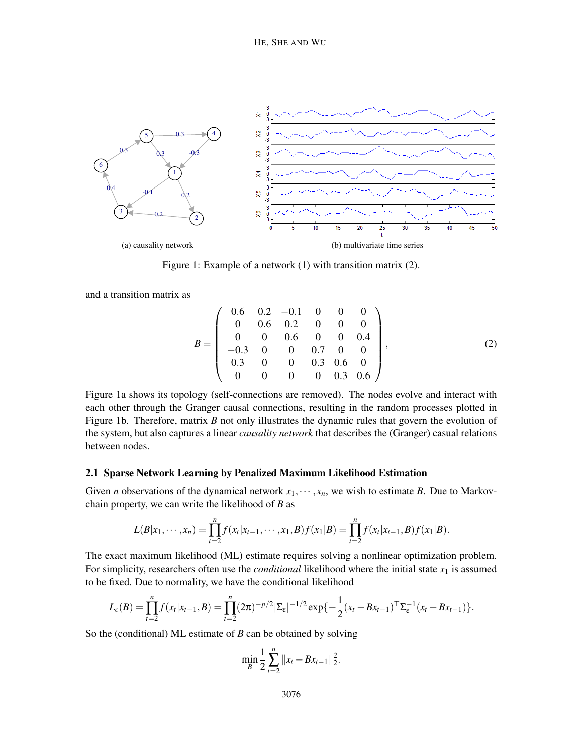(a) causality network

(b) multivariate time series

Figure 1: Example of a network (1) with transition matrix (2).

and a transition matrix as

$$
B = \begin{pmatrix} 0.6 & 0.2 & -0.1 & 0 & 0 & 0 \\ 0 & 0.6 & 0.2 & 0 & 0 & 0 \\ 0 & 0 & 0.6 & 0 & 0 & 0.4 \\ -0.3 & 0 & 0 & 0.7 & 0 & 0 \\ 0.3 & 0 & 0 & 0.3 & 0.6 & 0 \\ 0 & 0 & 0 & 0 & 0.3 & 0.6 \end{pmatrix}, \tag{2}
$$

Figure 1a shows its topology (self-connections are removed). The nodes evolve and interact with each other through the Granger causal connections, resulting in the random processes plotted in Figure 1b. Therefore, matrix $B$ not only illustrates the dynamic rules that govern the evolution of the system, but also captures a linear *causality network* that describes the (Granger) casual relations between nodes.

### 2.1 Sparse Network Learning by Penalized Maximum Likelihood Estimation

Given $n$ observations of the dynamical network $x_1, \cdots, x_n$, we wish to estimate $B$. Due to Markov-chain property, we can write the likelihood of $B$ as

$$
L(B|x_1, \cdots, x_n) = \prod_{t=2}^{n} f(x_t|x_{t-1}, \cdots, x_1, B) f(x_1|B) = \prod_{t=2}^{n} f(x_t|x_{t-1}, B) f(x_1|B).
$$

The exact maximum likelihood (ML) estimate requires solving a nonlinear optimization problem. For simplicity, researchers often use the *conditional* likelihood where the initial state $x_1$ is assumed to be fixed. Due to normality, we have the conditional likelihood

$$
L_c(B) = \prod_{t=2}^{n} f(x_t|x_{t-1}, B) = \prod_{t=2}^{n} (2\pi)^{-p/2} |\Sigma_\varepsilon|^{-1/2} \exp\{-\frac{1}{2}(x_t - Bx_{t-1})^\top \Sigma_\varepsilon^{-1} (x_t - Bx_{t-1})\}.
$$

So the (conditional) ML estimate of $B$ can be obtained by solving

$$
\min_B \frac{1}{2} \sum_{t=2}^{n} \|x_t - Bx_{t-1}\|_2^2.
$$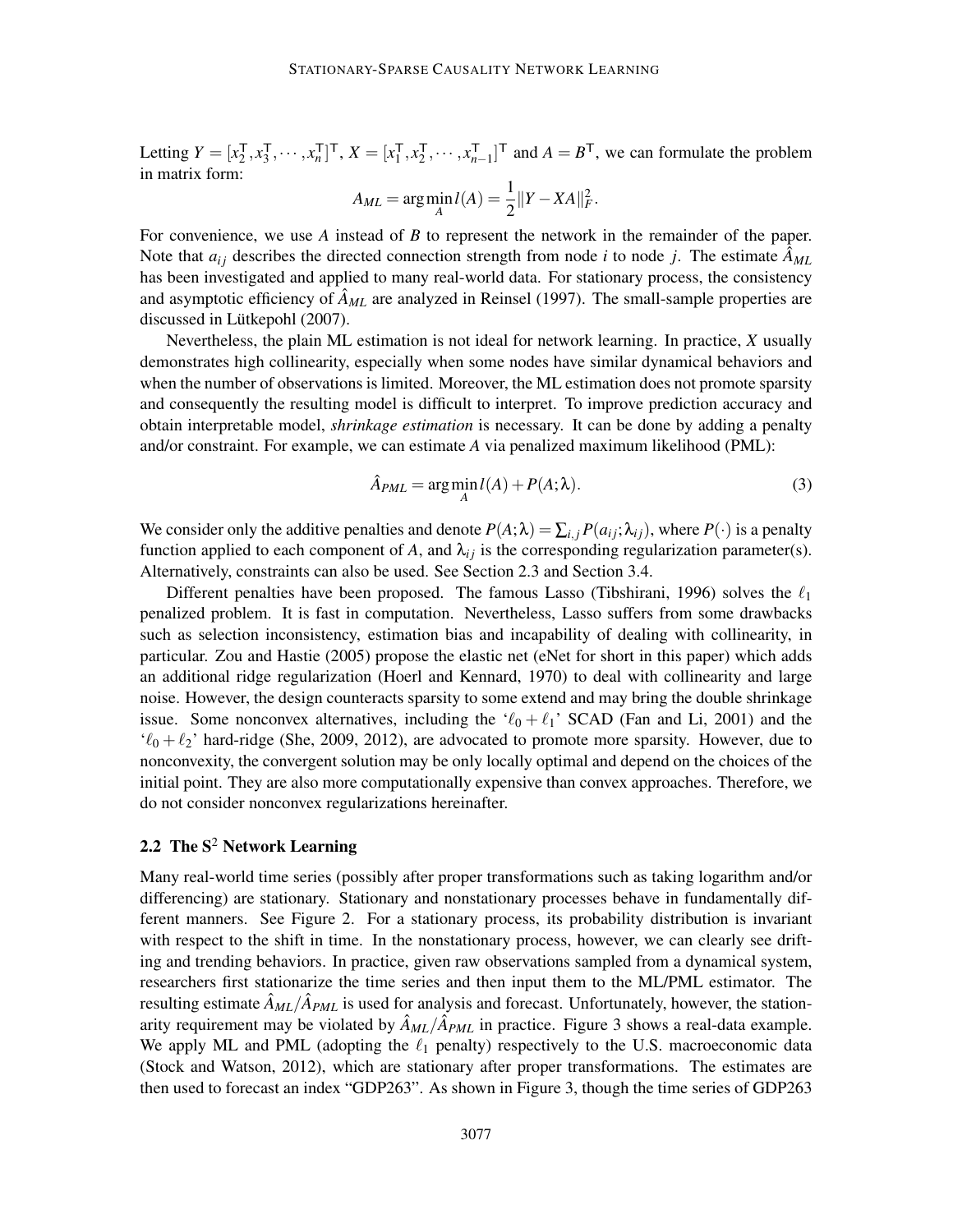Letting $Y = [x_2^\mathsf{T}, x_3^\mathsf{T}, \cdots, x_n^\mathsf{T}]^\mathsf{T}$, $X = [x_1^\mathsf{T}, x_2^\mathsf{T}, \cdots, x_{n-1}^\mathsf{T}]^\mathsf{T}$ and $A = B^\mathsf{T}$, we can formulate the problem in matrix form:

$$A_{ML} = \arg\min_A l(A) = \frac{1}{2}\|Y - XA\|_F^2.$$

For convenience, we use $A$ instead of $B$ to represent the network in the remainder of the paper. Note that $a_{ij}$ describes the directed connection strength from node $i$ to node $j$. The estimate $\hat{A}_{ML}$ has been investigated and applied to many real-world data. For stationary process, the consistency and asymptotic efficiency of $\hat{A}_{ML}$ are analyzed in Reinsel (1997). The small-sample properties are discussed in Lütkepohl (2007).

Nevertheless, the plain ML estimation is not ideal for network learning. In practice, $X$ usually demonstrates high collinearity, especially when some nodes have similar dynamical behaviors and when the number of observations is limited. Moreover, the ML estimation does not promote sparsity and consequently the resulting model is difficult to interpret. To improve prediction accuracy and obtain interpretable model, *shrinkage estimation* is necessary. It can be done by adding a penalty and/or constraint. For example, we can estimate $A$ via penalized maximum likelihood (PML):

$$\hat{A}_{PML} = \arg\min_A l(A) + P(A;\lambda). \tag{3}$$

We consider only the additive penalties and denote $P(A;\lambda) = \sum_{i,j} P(a_{ij};\lambda_{ij})$, where $P(\cdot)$ is a penalty function applied to each component of $A$, and $\lambda_{ij}$ is the corresponding regularization parameter(s). Alternatively, constraints can also be used. See Section 2.3 and Section 3.4.

Different penalties have been proposed. The famous Lasso (Tibshirani, 1996) solves the $\ell_1$ penalized problem. It is fast in computation. Nevertheless, Lasso suffers from some drawbacks such as selection inconsistency, estimation bias and incapability of dealing with collinearity, in particular. Zou and Hastie (2005) propose the elastic net (eNet for short in this paper) which adds an additional ridge regularization (Hoerl and Kennard, 1970) to deal with collinearity and large noise. However, the design counteracts sparsity to some extend and may bring the double shrinkage issue. Some nonconvex alternatives, including the '$\ell_0 + \ell_1$' SCAD (Fan and Li, 2001) and the '$\ell_0 + \ell_2$' hard-ridge (She, 2009, 2012), are advocated to promote more sparsity. However, due to nonconvexity, the convergent solution may be only locally optimal and depend on the choices of the initial point. They are also more computationally expensive than convex approaches. Therefore, we do not consider nonconvex regularizations hereinafter.

### 2.2 The S$^2$ Network Learning

Many real-world time series (possibly after proper transformations such as taking logarithm and/or differencing) are stationary. Stationary and nonstationary processes behave in fundamentally different manners. See Figure 2. For a stationary process, its probability distribution is invariant with respect to the shift in time. In the nonstationary process, however, we can clearly see drifting and trending behaviors. In practice, given raw observations sampled from a dynamical system, researchers first stationarize the time series and then input them to the ML/PML estimator. The resulting estimate $\hat{A}_{ML}/\hat{A}_{PML}$ is used for analysis and forecast. Unfortunately, however, the stationarity requirement may be violated by $\hat{A}_{ML}/\hat{A}_{PML}$ in practice. Figure 3 shows a real-data example. We apply ML and PML (adopting the $\ell_1$ penalty) respectively to the U.S. macroeconomic data (Stock and Watson, 2012), which are stationary after proper transformations. The estimates are then used to forecast an index "GDP263". As shown in Figure 3, though the time series of GDP263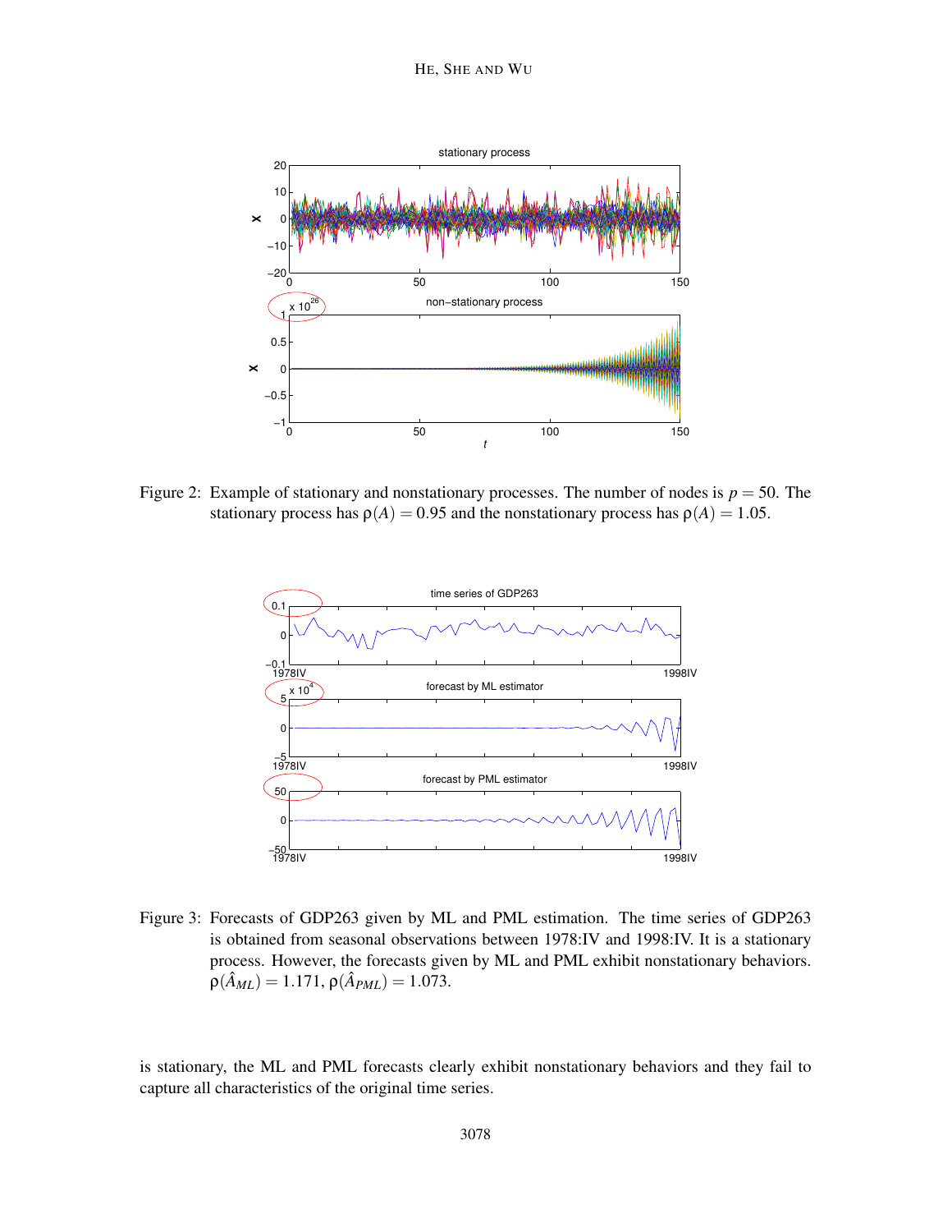Figure 2: Example of stationary and nonstationary processes. The number of nodes is $p = 50$. The stationary process has $\rho(A) = 0.95$ and the nonstationary process has $\rho(A) = 1.05$.

Figure 3: Forecasts of GDP263 given by ML and PML estimation. The time series of GDP263 is obtained from seasonal observations between 1978:IV and 1998:IV. It is a stationary process. However, the forecasts given by ML and PML exhibit nonstationary behaviors. $\rho(\hat{A}_{ML}) = 1.171$, $\rho(\hat{A}_{PML}) = 1.073$.

is stationary, the ML and PML forecasts clearly exhibit nonstationary behaviors and they fail to capture all characteristics of the original time series.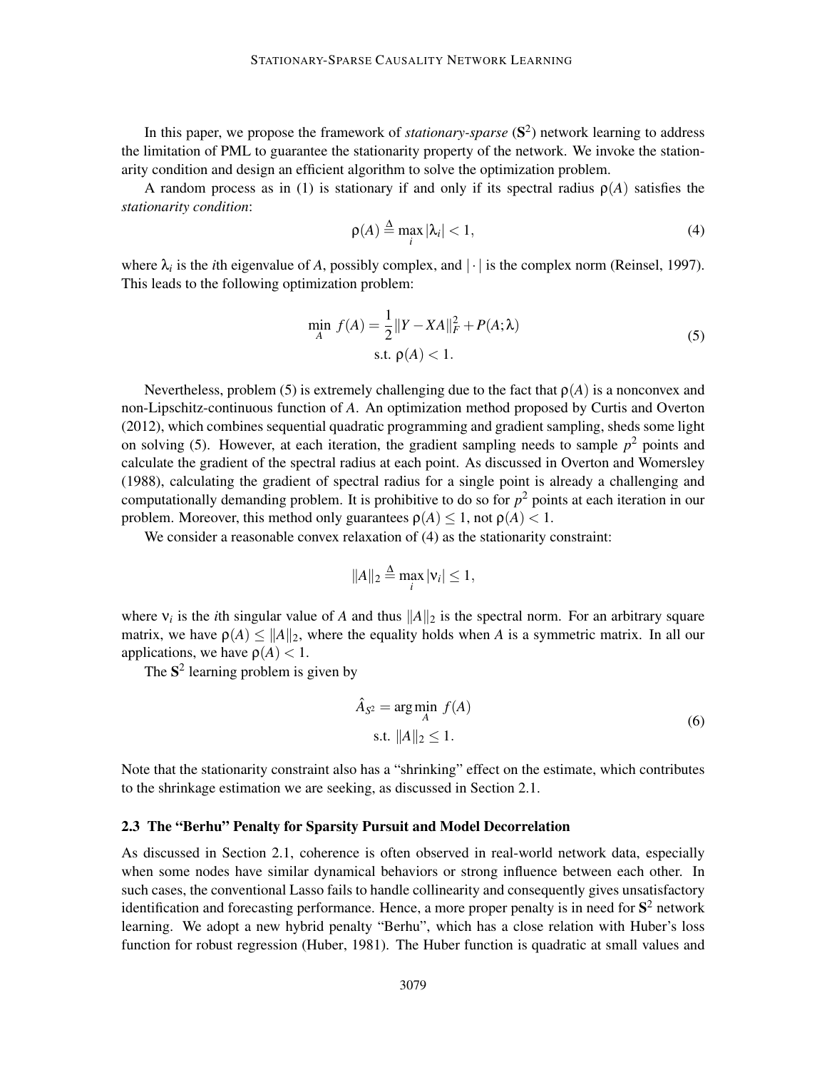In this paper, we propose the framework of *stationary-sparse* ($\mathbf{S}^2$) network learning to address the limitation of PML to guarantee the stationarity property of the network. We invoke the stationarity condition and design an efficient algorithm to solve the optimization problem.

A random process as in (1) is stationary if and only if its spectral radius $\rho(A)$ satisfies the *stationarity condition*:

$$\rho(A) \overset{\Delta}{=} \max_i |\lambda_i| < 1, \tag{4}$$

where $\lambda_i$ is the $i$th eigenvalue of $A$, possibly complex, and $|\cdot|$ is the complex norm (Reinsel, 1997). This leads to the following optimization problem:

$$\begin{aligned} \min_A \; f(A) &= \frac{1}{2}\|Y - XA\|_F^2 + P(A;\lambda) \\ \text{s.t. } &\rho(A) < 1. \end{aligned} \tag{5}$$

Nevertheless, problem (5) is extremely challenging due to the fact that $\rho(A)$ is a nonconvex and non-Lipschitz-continuous function of $A$. An optimization method proposed by Curtis and Overton (2012), which combines sequential quadratic programming and gradient sampling, sheds some light on solving (5). However, at each iteration, the gradient sampling needs to sample $p^2$ points and calculate the gradient of the spectral radius at each point. As discussed in Overton and Womersley (1988), calculating the gradient of spectral radius for a single point is already a challenging and computationally demanding problem. It is prohibitive to do so for $p^2$ points at each iteration in our problem. Moreover, this method only guarantees $\rho(A) \leq 1$, not $\rho(A) < 1$.

We consider a reasonable convex relaxation of (4) as the stationarity constraint:

$$\|A\|_2 \overset{\Delta}{=} \max_i |\nu_i| \leq 1,$$

where $\nu_i$ is the $i$th singular value of $A$ and thus $\|A\|_2$ is the spectral norm. For an arbitrary square matrix, we have $\rho(A) \leq \|A\|_2$, where the equality holds when $A$ is a symmetric matrix. In all our applications, we have $\rho(A) < 1$.

The $\mathbf{S}^2$ learning problem is given by

$$\begin{aligned} \hat{A}_{S^2} &= \arg\min_A \; f(A) \\ \text{s.t. } &\|A\|_2 \leq 1. \end{aligned} \tag{6}$$

Note that the stationarity constraint also has a "shrinking" effect on the estimate, which contributes to the shrinkage estimation we are seeking, as discussed in Section 2.1.

### 2.3 The "Berhu" Penalty for Sparsity Pursuit and Model Decorrelation

As discussed in Section 2.1, coherence is often observed in real-world network data, especially when some nodes have similar dynamical behaviors or strong influence between each other. In such cases, the conventional Lasso fails to handle collinearity and consequently gives unsatisfactory identification and forecasting performance. Hence, a more proper penalty is in need for $\mathbf{S}^2$ network learning. We adopt a new hybrid penalty "Berhu", which has a close relation with Huber's loss function for robust regression (Huber, 1981). The Huber function is quadratic at small values and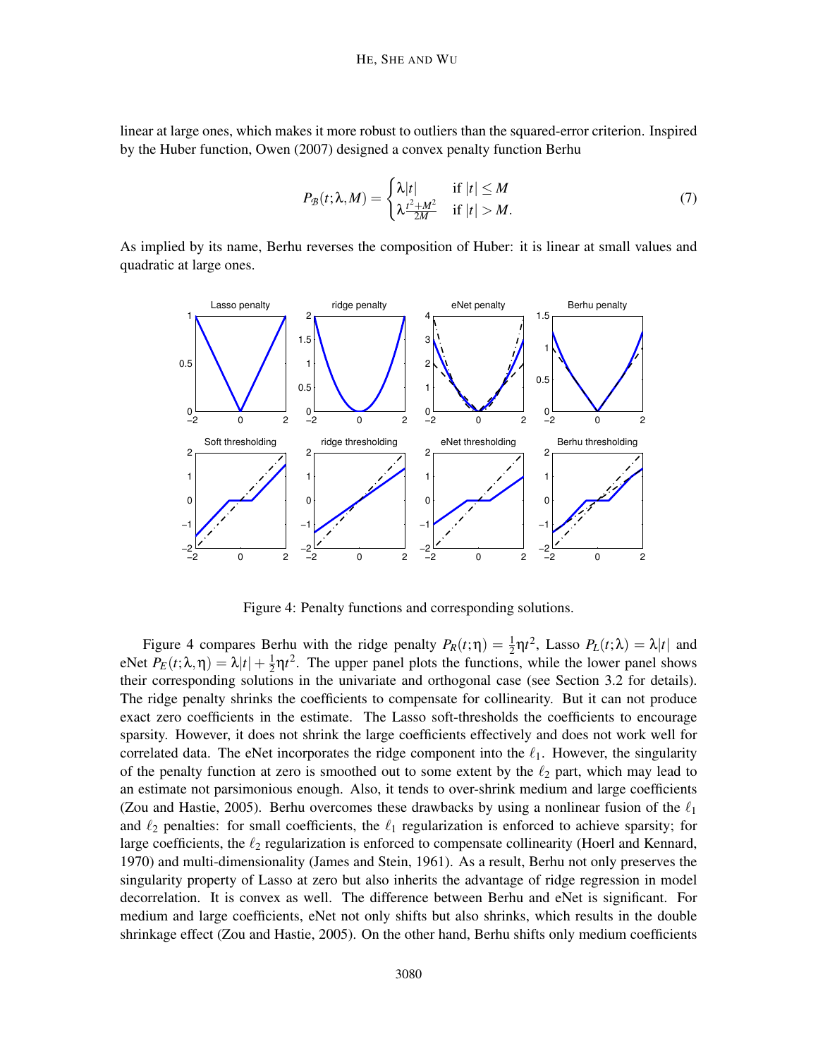linear at large ones, which makes it more robust to outliers than the squared-error criterion. Inspired by the Huber function, Owen (2007) designed a convex penalty function Berhu

$$P_{\mathcal{B}}(t;\lambda,M) = \begin{cases} \lambda|t| & \text{if } |t| \le M \\ \lambda\frac{t^2+M^2}{2M} & \text{if } |t| > M. \end{cases} \tag{7}$$

As implied by its name, Berhu reverses the composition of Huber: it is linear at small values and quadratic at large ones.

Figure 4: Penalty functions and corresponding solutions.

Figure 4 compares Berhu with the ridge penalty $P_R(t;\eta) = \frac{1}{2}\eta t^2$, Lasso $P_L(t;\lambda) = \lambda|t|$ and eNet $P_E(t;\lambda,\eta) = \lambda|t| + \frac{1}{2}\eta t^2$. The upper panel plots the functions, while the lower panel shows their corresponding solutions in the univariate and orthogonal case (see Section 3.2 for details). The ridge penalty shrinks the coefficients to compensate for collinearity. But it can not produce exact zero coefficients in the estimate. The Lasso soft-thresholds the coefficients to encourage sparsity. However, it does not shrink the large coefficients effectively and does not work well for correlated data. The eNet incorporates the ridge component into the $\ell_1$. However, the singularity of the penalty function at zero is smoothed out to some extent by the $\ell_2$ part, which may lead to an estimate not parsimonious enough. Also, it tends to over-shrink medium and large coefficients (Zou and Hastie, 2005). Berhu overcomes these drawbacks by using a nonlinear fusion of the $\ell_1$ and $\ell_2$ penalties: for small coefficients, the $\ell_1$ regularization is enforced to achieve sparsity; for large coefficients, the $\ell_2$ regularization is enforced to compensate collinearity (Hoerl and Kennard, 1970) and multi-dimensionality (James and Stein, 1961). As a result, Berhu not only preserves the singularity property of Lasso at zero but also inherits the advantage of ridge regression in model decorrelation. It is convex as well. The difference between Berhu and eNet is significant. For medium and large coefficients, eNet not only shifts but also shrinks, which results in the double shrinkage effect (Zou and Hastie, 2005). On the other hand, Berhu shifts only medium coefficients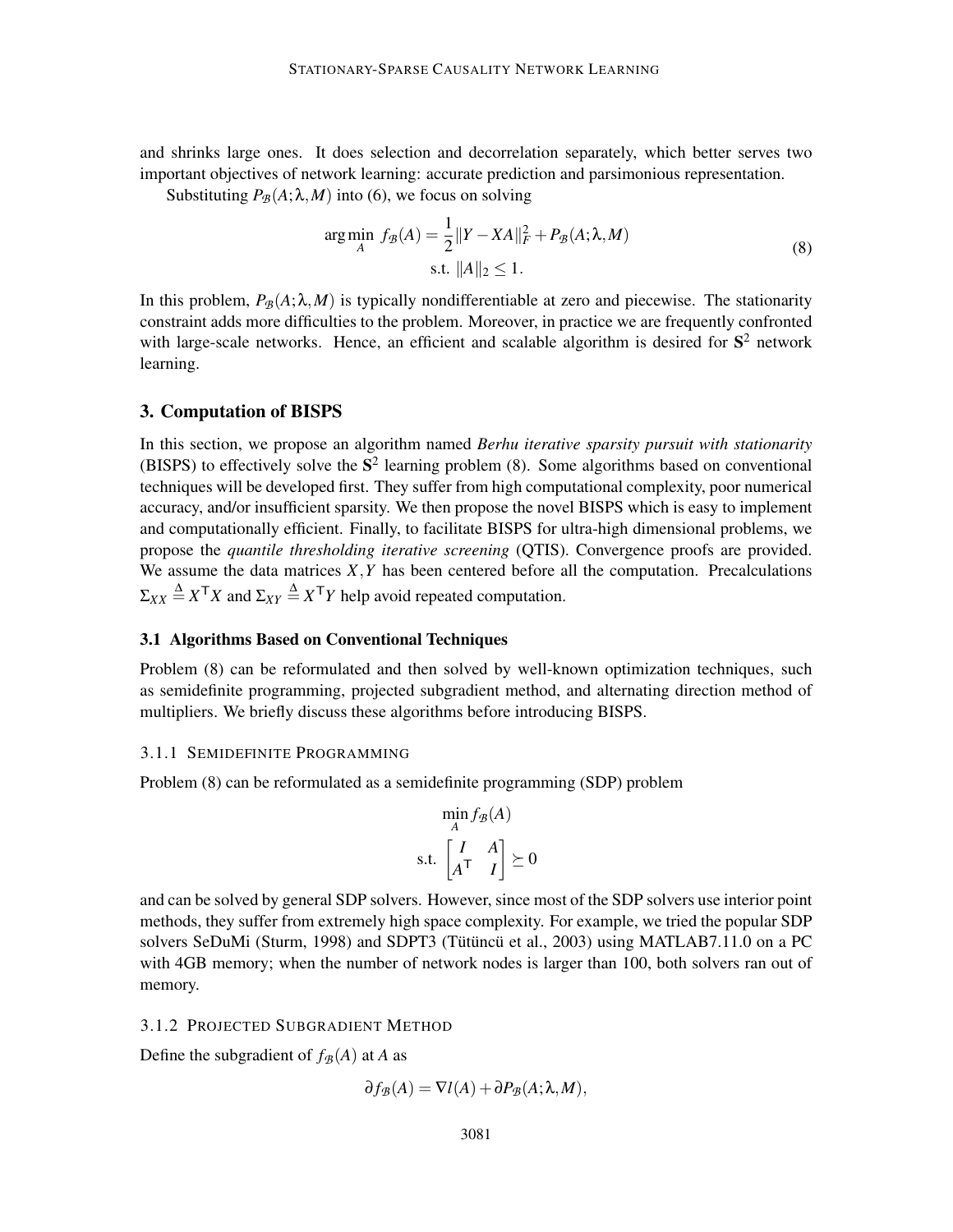and shrinks large ones. It does selection and decorrelation separately, which better serves two important objectives of network learning: accurate prediction and parsimonious representation.

Substituting $P_{\mathcal{B}}(A;\lambda,M)$ into (6), we focus on solving

$$
\begin{aligned}
\arg\min_{A}\ f_{\mathcal{B}}(A) = \frac{1}{2}\|Y - XA\|_F^2 + P_{\mathcal{B}}(A;\lambda,M) \\
\text{s.t. } \|A\|_2 \leq 1.
\end{aligned}
\tag{8}
$$

In this problem, $P_{\mathcal{B}}(A;\lambda,M)$ is typically nondifferentiable at zero and piecewise. The stationarity constraint adds more difficulties to the problem. Moreover, in practice we are frequently confronted with large-scale networks. Hence, an efficient and scalable algorithm is desired for $\mathbf{S}^2$ network learning.

## 3. Computation of BISPS

In this section, we propose an algorithm named *Berhu iterative sparsity pursuit with stationarity* (BISPS) to effectively solve the $\mathbf{S}^2$ learning problem (8). Some algorithms based on conventional techniques will be developed first. They suffer from high computational complexity, poor numerical accuracy, and/or insufficient sparsity. We then propose the novel BISPS which is easy to implement and computationally efficient. Finally, to facilitate BISPS for ultra-high dimensional problems, we propose the *quantile thresholding iterative screening* (QTIS). Convergence proofs are provided. We assume the data matrices $X,Y$ has been centered before all the computation. Precalculations $\Sigma_{XX} \triangleq X^{\mathsf{T}}X$ and $\Sigma_{XY} \triangleq X^{\mathsf{T}}Y$ help avoid repeated computation.

### 3.1 Algorithms Based on Conventional Techniques

Problem (8) can be reformulated and then solved by well-known optimization techniques, such as semidefinite programming, projected subgradient method, and alternating direction method of multipliers. We briefly discuss these algorithms before introducing BISPS.

#### 3.1.1 Semidefinite Programming

Problem (8) can be reformulated as a semidefinite programming (SDP) problem

$$
\begin{aligned}
\min_{A} f_{\mathcal{B}}(A) \\
\text{s.t. } \begin{bmatrix} I & A \\ A^{\mathsf{T}} & I \end{bmatrix} \succeq 0
\end{aligned}
$$

and can be solved by general SDP solvers. However, since most of the SDP solvers use interior point methods, they suffer from extremely high space complexity. For example, we tried the popular SDP solvers SeDuMi (Sturm, 1998) and SDPT3 (Tütüncü et al., 2003) using MATLAB7.11.0 on a PC with 4GB memory; when the number of network nodes is larger than 100, both solvers ran out of memory.

#### 3.1.2 Projected Subgradient Method

Define the subgradient of $f_{\mathcal{B}}(A)$ at $A$ as

$$
\partial f_{\mathcal{B}}(A) = \nabla l(A) + \partial P_{\mathcal{B}}(A;\lambda,M),
$$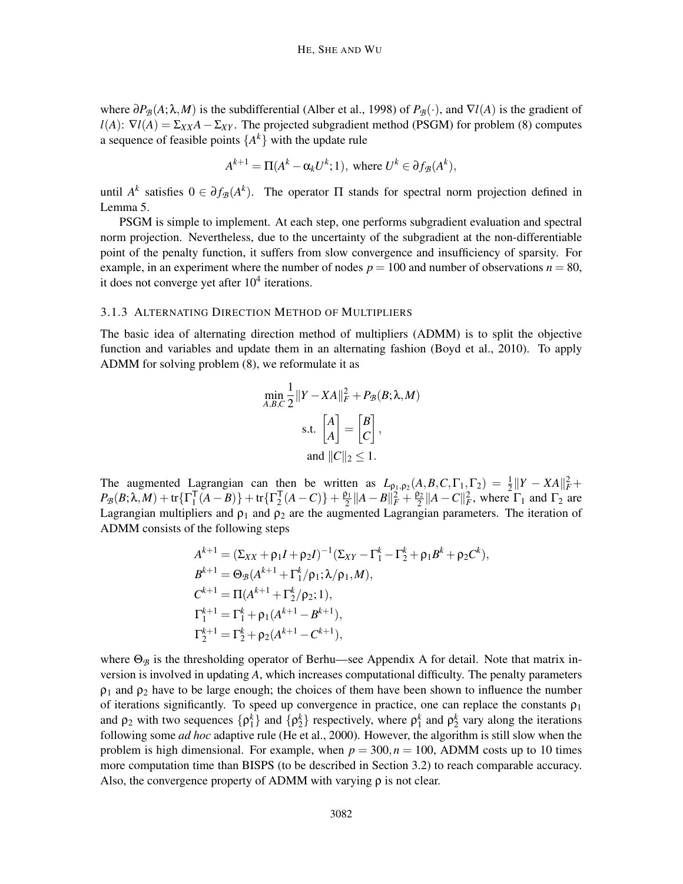where $\partial P_{\mathcal{B}}(A;\lambda,M)$ is the subdifferential (Alber et al., 1998) of $P_{\mathcal{B}}(\cdot)$, and $\nabla l(A)$ is the gradient of $l(A)$: $\nabla l(A) = \Sigma_{XX}A - \Sigma_{XY}$. The projected subgradient method (PSGM) for problem (8) computes a sequence of feasible points $\{A^k\}$ with the update rule

$$A^{k+1} = \Pi(A^k - \alpha_k U^k; 1), \text{ where } U^k \in \partial f_{\mathcal{B}}(A^k),$$

until $A^k$ satisfies $0 \in \partial f_{\mathcal{B}}(A^k)$. The operator $\Pi$ stands for spectral norm projection defined in Lemma 5.

PSGM is simple to implement. At each step, one performs subgradient evaluation and spectral norm projection. Nevertheless, due to the uncertainty of the subgradient at the non-differentiable point of the penalty function, it suffers from slow convergence and insufficiency of sparsity. For example, in an experiment where the number of nodes $p = 100$ and number of observations $n = 80$, it does not converge yet after $10^4$ iterations.

#### 3.1.3 Alternating Direction Method of Multipliers

The basic idea of alternating direction method of multipliers (ADMM) is to split the objective function and variables and update them in an alternating fashion (Boyd et al., 2010). To apply ADMM for solving problem (8), we reformulate it as

$$\min_{A,B,C} \frac{1}{2}\|Y - XA\|_F^2 + P_{\mathcal{B}}(B;\lambda,M)$$
$$\text{s.t. } \begin{bmatrix} A \\ A \end{bmatrix} = \begin{bmatrix} B \\ C \end{bmatrix},$$
$$\text{and } \|C\|_2 \le 1.$$

The augmented Lagrangian can then be written as $L_{\rho_1,\rho_2}(A,B,C,\Gamma_1,\Gamma_2) = \frac{1}{2}\|Y - XA\|_F^2 + P_{\mathcal{B}}(B;\lambda,M) + \mathrm{tr}\{\Gamma_1^{\mathsf{T}}(A-B)\} + \mathrm{tr}\{\Gamma_2^{\mathsf{T}}(A-C)\} + \frac{\rho_1}{2}\|A-B\|_F^2 + \frac{\rho_2}{2}\|A-C\|_F^2$, where $\Gamma_1$ and $\Gamma_2$ are Lagrangian multipliers and $\rho_1$ and $\rho_2$ are the augmented Lagrangian parameters. The iteration of ADMM consists of the following steps

$$\begin{aligned}
A^{k+1} &= (\Sigma_{XX} + \rho_1 I + \rho_2 I)^{-1}(\Sigma_{XY} - \Gamma_1^k - \Gamma_2^k + \rho_1 B^k + \rho_2 C^k), \\
B^{k+1} &= \Theta_{\mathcal{B}}(A^{k+1} + \Gamma_1^k/\rho_1; \lambda/\rho_1, M), \\
C^{k+1} &= \Pi(A^{k+1} + \Gamma_2^k/\rho_2; 1), \\
\Gamma_1^{k+1} &= \Gamma_1^k + \rho_1(A^{k+1} - B^{k+1}), \\
\Gamma_2^{k+1} &= \Gamma_2^k + \rho_2(A^{k+1} - C^{k+1}),
\end{aligned}$$

where $\Theta_{\mathcal{B}}$ is the thresholding operator of Berhu—see Appendix A for detail. Note that matrix inversion is involved in updating $A$, which increases computational difficulty. The penalty parameters $\rho_1$ and $\rho_2$ have to be large enough; the choices of them have been shown to influence the number of iterations significantly. To speed up convergence in practice, one can replace the constants $\rho_1$ and $\rho_2$ with two sequences $\{\rho_1^k\}$ and $\{\rho_2^k\}$ respectively, where $\rho_1^k$ and $\rho_2^k$ vary along the iterations following some *ad hoc* adaptive rule (He et al., 2000). However, the algorithm is still slow when the problem is high dimensional. For example, when $p = 300, n = 100$, ADMM costs up to 10 times more computation time than BISPS (to be described in Section 3.2) to reach comparable accuracy. Also, the convergence property of ADMM with varying $\rho$ is not clear.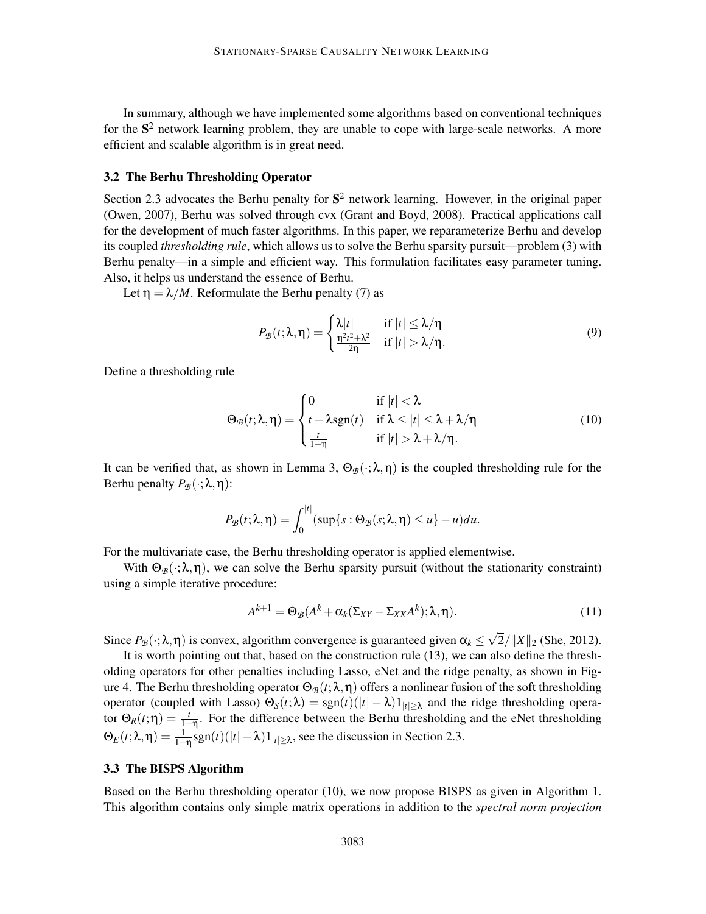In summary, although we have implemented some algorithms based on conventional techniques for the $\mathbf{S}^2$ network learning problem, they are unable to cope with large-scale networks. A more efficient and scalable algorithm is in great need.

### 3.2 The Berhu Thresholding Operator

Section 2.3 advocates the Berhu penalty for $\mathbf{S}^2$ network learning. However, in the original paper (Owen, 2007), Berhu was solved through cvx (Grant and Boyd, 2008). Practical applications call for the development of much faster algorithms. In this paper, we reparameterize Berhu and develop its coupled *thresholding rule*, which allows us to solve the Berhu sparsity pursuit—problem (3) with Berhu penalty—in a simple and efficient way. This formulation facilitates easy parameter tuning. Also, it helps us understand the essence of Berhu.

Let $\eta = \lambda/M$. Reformulate the Berhu penalty (7) as

$$P_{\mathcal{B}}(t;\lambda,\eta) = \begin{cases} \lambda|t| & \text{if } |t| \leq \lambda/\eta \\ \frac{\eta^2 t^2 + \lambda^2}{2\eta} & \text{if } |t| > \lambda/\eta. \end{cases} \tag{9}$$

Define a thresholding rule

$$\Theta_{\mathcal{B}}(t;\lambda,\eta) = \begin{cases} 0 & \text{if } |t| < \lambda \\ t - \lambda \mathrm{sgn}(t) & \text{if } \lambda \leq |t| \leq \lambda + \lambda/\eta \\ \frac{t}{1+\eta} & \text{if } |t| > \lambda + \lambda/\eta. \end{cases} \tag{10}$$

It can be verified that, as shown in Lemma 3, $\Theta_{\mathcal{B}}(\cdot;\lambda,\eta)$ is the coupled thresholding rule for the Berhu penalty $P_{\mathcal{B}}(\cdot;\lambda,\eta)$:

$$P_{\mathcal{B}}(t;\lambda,\eta) = \int_0^{|t|} (\sup\{s : \Theta_{\mathcal{B}}(s;\lambda,\eta) \leq u\} - u) du.$$

For the multivariate case, the Berhu thresholding operator is applied elementwise.

With $\Theta_{\mathcal{B}}(\cdot;\lambda,\eta)$, we can solve the Berhu sparsity pursuit (without the stationarity constraint) using a simple iterative procedure:

$$A^{k+1} = \Theta_{\mathcal{B}}(A^k + \alpha_k(\Sigma_{XY} - \Sigma_{XX}A^k);\lambda,\eta). \tag{11}$$

Since $P_{\mathcal{B}}(\cdot;\lambda,\eta)$ is convex, algorithm convergence is guaranteed given $\alpha_k \leq \sqrt{2}/\|X\|_2$ (She, 2012).

It is worth pointing out that, based on the construction rule (13), we can also define the thresholding operators for other penalties including Lasso, eNet and the ridge penalty, as shown in Figure 4. The Berhu thresholding operator $\Theta_{\mathcal{B}}(t;\lambda,\eta)$ offers a nonlinear fusion of the soft thresholding operator (coupled with Lasso) $\Theta_S(t;\lambda) = \mathrm{sgn}(t)(|t| - \lambda)1_{|t|\geq\lambda}$ and the ridge thresholding operator $\Theta_R(t;\eta) = \frac{t}{1+\eta}$. For the difference between the Berhu thresholding and the eNet thresholding $\Theta_E(t;\lambda,\eta) = \frac{1}{1+\eta}\mathrm{sgn}(t)(|t| - \lambda)1_{|t|\geq\lambda}$, see the discussion in Section 2.3.

### 3.3 The BISPS Algorithm

Based on the Berhu thresholding operator (10), we now propose BISPS as given in Algorithm 1. This algorithm contains only simple matrix operations in addition to the *spectral norm projection*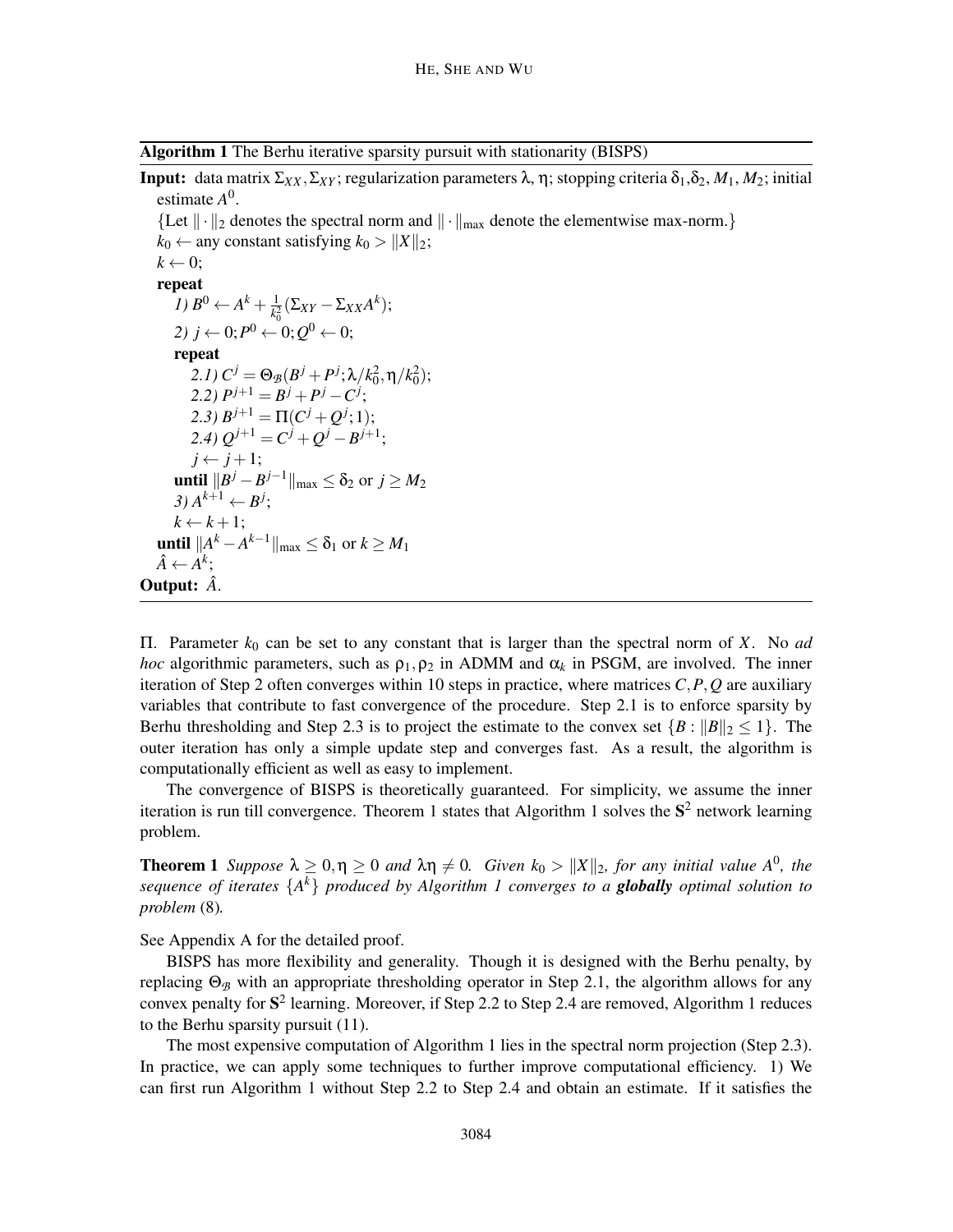**Algorithm 1** The Berhu iterative sparsity pursuit with stationarity (BISPS)

**Input:** data matrix $\Sigma_{XX}, \Sigma_{XY}$; regularization parameters $\lambda$, $\eta$; stopping criteria $\delta_1$,$\delta_2$, $M_1$, $M_2$; initial estimate $A^0$.

{Let $\|\cdot\|_2$ denotes the spectral norm and $\|\cdot\|_{\max}$ denote the elementwise max-norm.}

$k_0 \leftarrow$ any constant satisfying $k_0 > \|X\|_2$;

$k \leftarrow 0$;

**repeat**

  *1)* $B^0 \leftarrow A^k + \frac{1}{k_0^2}(\Sigma_{XY} - \Sigma_{XX}A^k)$;

  *2)* $j \leftarrow 0; P^0 \leftarrow 0; Q^0 \leftarrow 0$;

  **repeat**

    *2.1)* $C^j = \Theta_{\mathcal{B}}(B^j + P^j; \lambda/k_0^2, \eta/k_0^2)$;

    *2.2)* $P^{j+1} = B^j + P^j - C^j$;

    *2.3)* $B^{j+1} = \Pi(C^j + Q^j; 1)$;

    *2.4)* $Q^{j+1} = C^j + Q^j - B^{j+1}$;

    $j \leftarrow j+1$;

  **until** $\|B^j - B^{j-1}\|_{\max} \le \delta_2$ or $j \ge M_2$

  *3)* $A^{k+1} \leftarrow B^j$;

  $k \leftarrow k+1$;

**until** $\|A^k - A^{k-1}\|_{\max} \le \delta_1$ or $k \ge M_1$

$\hat{A} \leftarrow A^k$;

**Output:** $\hat{A}$.

---

$\Pi$. Parameter $k_0$ can be set to any constant that is larger than the spectral norm of $X$. No *ad hoc* algorithmic parameters, such as $\rho_1, \rho_2$ in ADMM and $\alpha_k$ in PSGM, are involved. The inner iteration of Step 2 often converges within 10 steps in practice, where matrices $C, P, Q$ are auxiliary variables that contribute to fast convergence of the procedure. Step 2.1 is to enforce sparsity by Berhu thresholding and Step 2.3 is to project the estimate to the convex set $\{B : \|B\|_2 \le 1\}$. The outer iteration has only a simple update step and converges fast. As a result, the algorithm is computationally efficient as well as easy to implement.

The convergence of BISPS is theoretically guaranteed. For simplicity, we assume the inner iteration is run till convergence. Theorem 1 states that Algorithm 1 solves the $\mathbf{S}^2$ network learning problem.

**Theorem 1** *Suppose $\lambda \ge 0, \eta \ge 0$ and $\lambda\eta \ne 0$. Given $k_0 > \|X\|_2$, for any initial value $A^0$, the sequence of iterates $\{A^k\}$ produced by Algorithm 1 converges to a **globally** optimal solution to problem* (8)*.*

See Appendix A for the detailed proof.

BISPS has more flexibility and generality. Though it is designed with the Berhu penalty, by replacing $\Theta_{\mathcal{B}}$ with an appropriate thresholding operator in Step 2.1, the algorithm allows for any convex penalty for $\mathbf{S}^2$ learning. Moreover, if Step 2.2 to Step 2.4 are removed, Algorithm 1 reduces to the Berhu sparsity pursuit (11).

The most expensive computation of Algorithm 1 lies in the spectral norm projection (Step 2.3). In practice, we can apply some techniques to further improve computational efficiency. 1) We can first run Algorithm 1 without Step 2.2 to Step 2.4 and obtain an estimate. If it satisfies the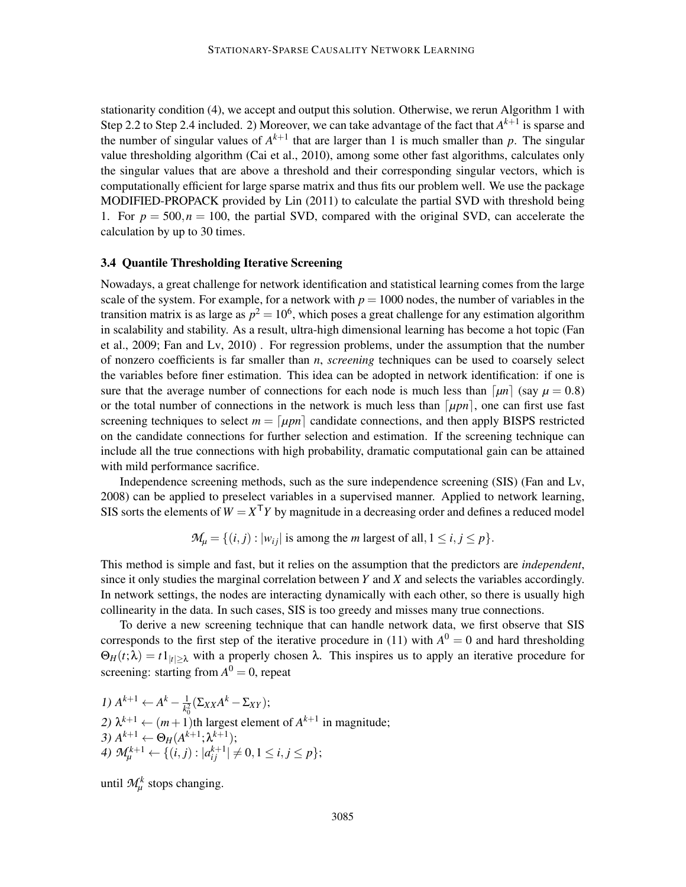stationarity condition (4), we accept and output this solution. Otherwise, we rerun Algorithm 1 with Step 2.2 to Step 2.4 included. 2) Moreover, we can take advantage of the fact that $A^{k+1}$ is sparse and the number of singular values of $A^{k+1}$ that are larger than 1 is much smaller than $p$. The singular value thresholding algorithm (Cai et al., 2010), among some other fast algorithms, calculates only the singular values that are above a threshold and their corresponding singular vectors, which is computationally efficient for large sparse matrix and thus fits our problem well. We use the package MODIFIED-PROPACK provided by Lin (2011) to calculate the partial SVD with threshold being 1. For $p = 500, n = 100$, the partial SVD, compared with the original SVD, can accelerate the calculation by up to 30 times.

### 3.4 Quantile Thresholding Iterative Screening

Nowadays, a great challenge for network identification and statistical learning comes from the large scale of the system. For example, for a network with $p = 1000$ nodes, the number of variables in the transition matrix is as large as $p^2 = 10^6$, which poses a great challenge for any estimation algorithm in scalability and stability. As a result, ultra-high dimensional learning has become a hot topic (Fan et al., 2009; Fan and Lv, 2010) . For regression problems, under the assumption that the number of nonzero coefficients is far smaller than $n$, *screening* techniques can be used to coarsely select the variables before finer estimation. This idea can be adopted in network identification: if one is sure that the average number of connections for each node is much less than $\lceil \mu n \rceil$ (say $\mu = 0.8$) or the total number of connections in the network is much less than $\lceil \mu p n \rceil$, one can first use fast screening techniques to select $m = \lceil \mu p n \rceil$ candidate connections, and then apply BISPS restricted on the candidate connections for further selection and estimation. If the screening technique can include all the true connections with high probability, dramatic computational gain can be attained with mild performance sacrifice.

Independence screening methods, such as the sure independence screening (SIS) (Fan and Lv, 2008) can be applied to preselect variables in a supervised manner. Applied to network learning, SIS sorts the elements of $W = X^\mathsf{T} Y$ by magnitude in a decreasing order and defines a reduced model

$$\mathcal{M}_\mu = \{(i,j) : |w_{ij}| \text{ is among the } m \text{ largest of all}, 1 \le i, j \le p\}.$$

This method is simple and fast, but it relies on the assumption that the predictors are *independent*, since it only studies the marginal correlation between $Y$ and $X$ and selects the variables accordingly. In network settings, the nodes are interacting dynamically with each other, so there is usually high collinearity in the data. In such cases, SIS is too greedy and misses many true connections.

To derive a new screening technique that can handle network data, we first observe that SIS corresponds to the first step of the iterative procedure in (11) with $A^0 = 0$ and hard thresholding $\Theta_H(t;\lambda) = t 1_{|t| \ge \lambda}$ with a properly chosen $\lambda$. This inspires us to apply an iterative procedure for screening: starting from $A^0 = 0$, repeat

*1)* $A^{k+1} \leftarrow A^k - \frac{1}{k_0^2}(\Sigma_{XX} A^k - \Sigma_{XY})$;
*2)* $\lambda^{k+1} \leftarrow (m+1)$th largest element of $A^{k+1}$ in magnitude;
*3)* $A^{k+1} \leftarrow \Theta_H(A^{k+1}; \lambda^{k+1})$;
*4)* $\mathcal{M}_\mu^{k+1} \leftarrow \{(i,j) : |a_{ij}^{k+1}| \ne 0, 1 \le i, j \le p\}$;

until $\mathcal{M}_\mu^k$ stops changing.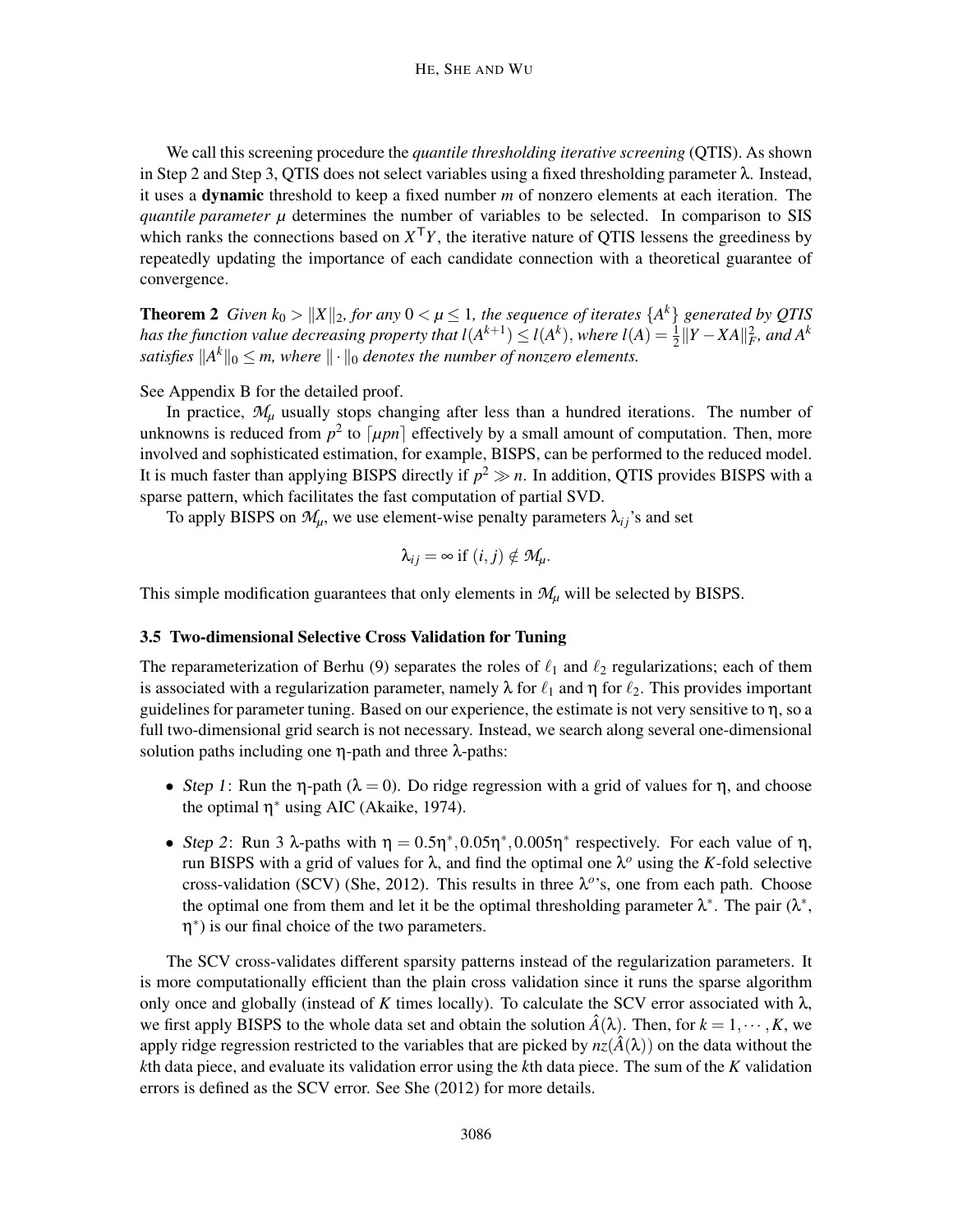We call this screening procedure the *quantile thresholding iterative screening* (QTIS). As shown in Step 2 and Step 3, QTIS does not select variables using a fixed thresholding parameter $\lambda$. Instead, it uses a **dynamic** threshold to keep a fixed number $m$ of nonzero elements at each iteration. The *quantile parameter* $\mu$ determines the number of variables to be selected. In comparison to SIS which ranks the connections based on $X^{\mathsf{T}}Y$, the iterative nature of QTIS lessens the greediness by repeatedly updating the importance of each candidate connection with a theoretical guarantee of convergence.

**Theorem 2** *Given $k_0 > \|X\|_2$, for any $0 < \mu \leq 1$, the sequence of iterates $\{A^k\}$ generated by QTIS has the function value decreasing property that $l(A^{k+1}) \leq l(A^k)$, where $l(A) = \frac{1}{2}\|Y - XA\|_F^2$, and $A^k$ satisfies $\|A^k\|_0 \leq m$, where $\|\cdot\|_0$ denotes the number of nonzero elements.*

See Appendix B for the detailed proof.

In practice, $\mathcal{M}_\mu$ usually stops changing after less than a hundred iterations. The number of unknowns is reduced from $p^2$ to $\lceil \mu pn \rceil$ effectively by a small amount of computation. Then, more involved and sophisticated estimation, for example, BISPS, can be performed to the reduced model. It is much faster than applying BISPS directly if $p^2 \gg n$. In addition, QTIS provides BISPS with a sparse pattern, which facilitates the fast computation of partial SVD.

To apply BISPS on $\mathcal{M}_\mu$, we use element-wise penalty parameters $\lambda_{ij}$'s and set

$$\lambda_{ij} = \infty \text{ if } (i, j) \notin \mathcal{M}_\mu.$$

This simple modification guarantees that only elements in $\mathcal{M}_\mu$ will be selected by BISPS.

### 3.5 Two-dimensional Selective Cross Validation for Tuning

The reparameterization of Berhu (9) separates the roles of $\ell_1$ and $\ell_2$ regularizations; each of them is associated with a regularization parameter, namely $\lambda$ for $\ell_1$ and $\eta$ for $\ell_2$. This provides important guidelines for parameter tuning. Based on our experience, the estimate is not very sensitive to $\eta$, so a full two-dimensional grid search is not necessary. Instead, we search along several one-dimensional solution paths including one $\eta$-path and three $\lambda$-paths:

- *Step 1*: Run the $\eta$-path ($\lambda = 0$). Do ridge regression with a grid of values for $\eta$, and choose the optimal $\eta^*$ using AIC (Akaike, 1974).
- *Step 2*: Run 3 $\lambda$-paths with $\eta = 0.5\eta^*, 0.05\eta^*, 0.005\eta^*$ respectively. For each value of $\eta$, run BISPS with a grid of values for $\lambda$, and find the optimal one $\lambda^o$ using the $K$-fold selective cross-validation (SCV) (She, 2012). This results in three $\lambda^o$'s, one from each path. Choose the optimal one from them and let it be the optimal thresholding parameter $\lambda^*$. The pair ($\lambda^*$, $\eta^*$) is our final choice of the two parameters.

The SCV cross-validates different sparsity patterns instead of the regularization parameters. It is more computationally efficient than the plain cross validation since it runs the sparse algorithm only once and globally (instead of $K$ times locally). To calculate the SCV error associated with $\lambda$, we first apply BISPS to the whole data set and obtain the solution $\hat{A}(\lambda)$. Then, for $k = 1, \cdots, K$, we apply ridge regression restricted to the variables that are picked by $nz(\hat{A}(\lambda))$ on the data without the $k$th data piece, and evaluate its validation error using the $k$th data piece. The sum of the $K$ validation errors is defined as the SCV error. See She (2012) for more details.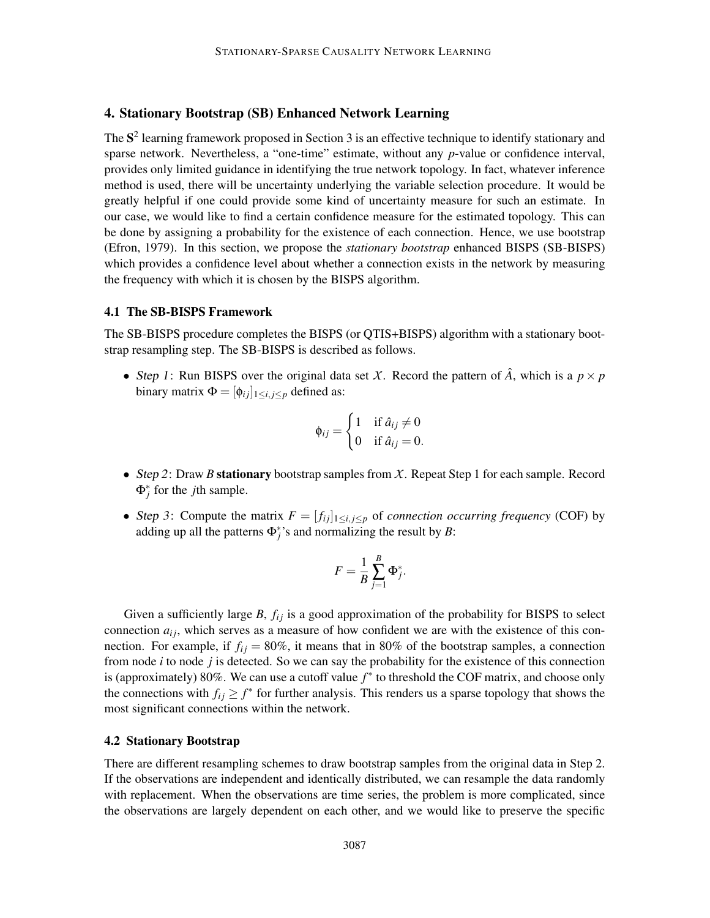## 4. Stationary Bootstrap (SB) Enhanced Network Learning

The $\mathbf{S}^2$ learning framework proposed in Section 3 is an effective technique to identify stationary and sparse network. Nevertheless, a "one-time" estimate, without any *p*-value or confidence interval, provides only limited guidance in identifying the true network topology. In fact, whatever inference method is used, there will be uncertainty underlying the variable selection procedure. It would be greatly helpful if one could provide some kind of uncertainty measure for such an estimate. In our case, we would like to find a certain confidence measure for the estimated topology. This can be done by assigning a probability for the existence of each connection. Hence, we use bootstrap (Efron, 1979). In this section, we propose the *stationary bootstrap* enhanced BISPS (SB-BISPS) which provides a confidence level about whether a connection exists in the network by measuring the frequency with which it is chosen by the BISPS algorithm.

### 4.1 The SB-BISPS Framework

The SB-BISPS procedure completes the BISPS (or QTIS+BISPS) algorithm with a stationary bootstrap resampling step. The SB-BISPS is described as follows.

- *Step 1*: Run BISPS over the original data set $\mathcal{X}$. Record the pattern of $\hat{A}$, which is a $p \times p$ binary matrix $\Phi = [\phi_{ij}]_{1 \le i,j \le p}$ defined as:

$$\phi_{ij} = \begin{cases} 1 & \text{if } \hat{a}_{ij} \neq 0 \\ 0 & \text{if } \hat{a}_{ij} = 0. \end{cases}$$

- *Step 2*: Draw $B$ **stationary** bootstrap samples from $\mathcal{X}$. Repeat Step 1 for each sample. Record $\Phi_j^*$ for the $j$th sample.

- *Step 3*: Compute the matrix $F = [f_{ij}]_{1 \le i,j \le p}$ of *connection occurring frequency* (COF) by adding up all the patterns $\Phi_j^*$'s and normalizing the result by $B$:

$$F = \frac{1}{B} \sum_{j=1}^{B} \Phi_j^*.$$

Given a sufficiently large $B$, $f_{ij}$ is a good approximation of the probability for BISPS to select connection $a_{ij}$, which serves as a measure of how confident we are with the existence of this connection. For example, if $f_{ij} = 80\%$, it means that in 80% of the bootstrap samples, a connection from node $i$ to node $j$ is detected. So we can say the probability for the existence of this connection is (approximately) 80%. We can use a cutoff value $f^*$ to threshold the COF matrix, and choose only the connections with $f_{ij} \ge f^*$ for further analysis. This renders us a sparse topology that shows the most significant connections within the network.

### 4.2 Stationary Bootstrap

There are different resampling schemes to draw bootstrap samples from the original data in Step 2. If the observations are independent and identically distributed, we can resample the data randomly with replacement. When the observations are time series, the problem is more complicated, since the observations are largely dependent on each other, and we would like to preserve the specific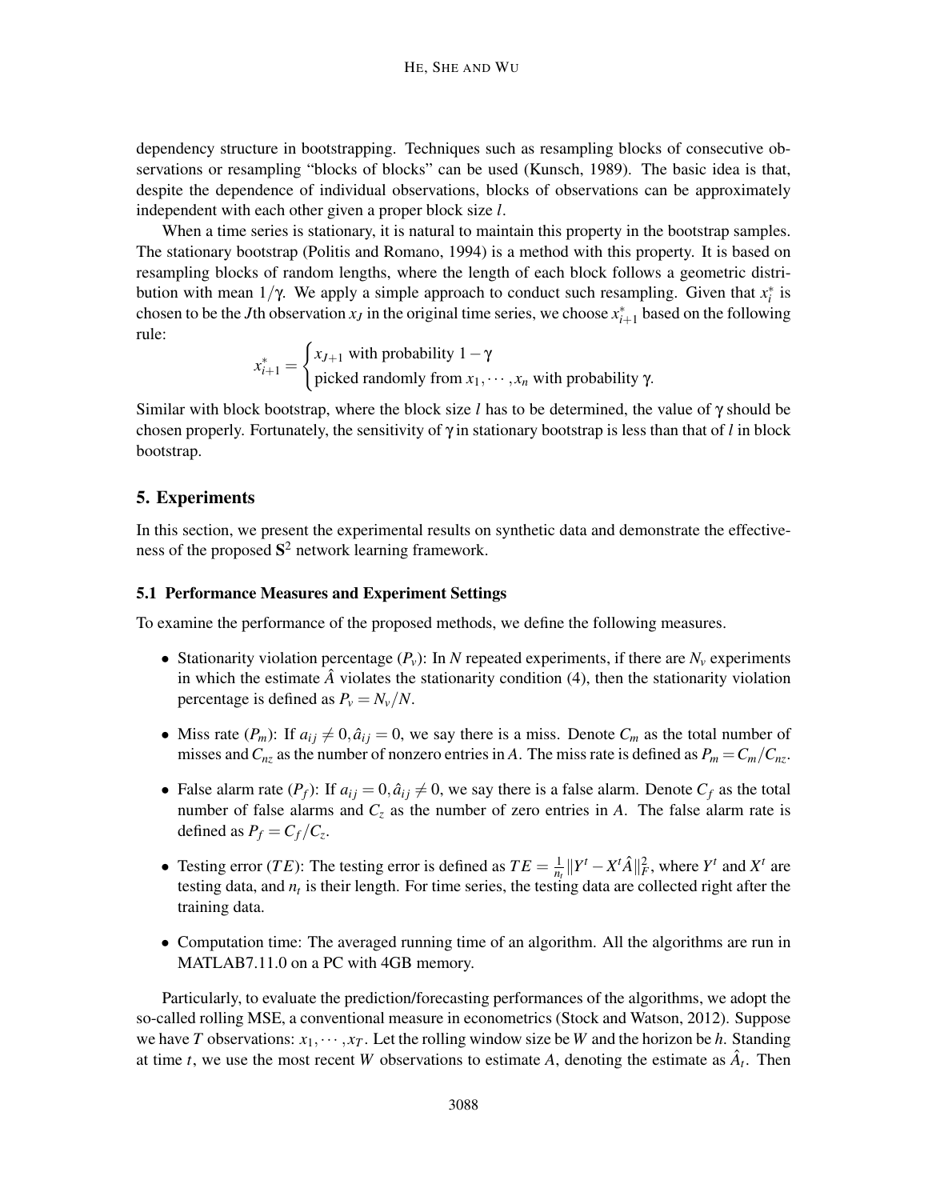dependency structure in bootstrapping. Techniques such as resampling blocks of consecutive observations or resampling "blocks of blocks" can be used (Kunsch, 1989). The basic idea is that, despite the dependence of individual observations, blocks of observations can be approximately independent with each other given a proper block size $l$.

When a time series is stationary, it is natural to maintain this property in the bootstrap samples. The stationary bootstrap (Politis and Romano, 1994) is a method with this property. It is based on resampling blocks of random lengths, where the length of each block follows a geometric distribution with mean $1/\gamma$. We apply a simple approach to conduct such resampling. Given that $x_i^*$ is chosen to be the $J$th observation $x_J$ in the original time series, we choose $x_{i+1}^*$ based on the following rule:

$$x_{i+1}^* = \begin{cases} x_{J+1} \text{ with probability } 1-\gamma \\ \text{picked randomly from } x_1, \cdots, x_n \text{ with probability } \gamma. \end{cases}$$

Similar with block bootstrap, where the block size $l$ has to be determined, the value of $\gamma$ should be chosen properly. Fortunately, the sensitivity of $\gamma$ in stationary bootstrap is less than that of $l$ in block bootstrap.

## 5. Experiments

In this section, we present the experimental results on synthetic data and demonstrate the effectiveness of the proposed $\mathbf{S}^2$ network learning framework.

### 5.1 Performance Measures and Experiment Settings

To examine the performance of the proposed methods, we define the following measures.

- Stationarity violation percentage ($P_v$): In $N$ repeated experiments, if there are $N_v$ experiments in which the estimate $\hat{A}$ violates the stationarity condition (4), then the stationarity violation percentage is defined as $P_v = N_v/N$.
- Miss rate ($P_m$): If $a_{ij} \neq 0, \hat{a}_{ij} = 0$, we say there is a miss. Denote $C_m$ as the total number of misses and $C_{nz}$ as the number of nonzero entries in $A$. The miss rate is defined as $P_m = C_m/C_{nz}$.
- False alarm rate ($P_f$): If $a_{ij} = 0, \hat{a}_{ij} \neq 0$, we say there is a false alarm. Denote $C_f$ as the total number of false alarms and $C_z$ as the number of zero entries in $A$. The false alarm rate is defined as $P_f = C_f/C_z$.
- Testing error ($TE$): The testing error is defined as $TE = \frac{1}{n_t}\|Y^t - X^t\hat{A}\|_F^2$, where $Y^t$ and $X^t$ are testing data, and $n_t$ is their length. For time series, the testing data are collected right after the training data.
- Computation time: The averaged running time of an algorithm. All the algorithms are run in MATLAB7.11.0 on a PC with 4GB memory.

Particularly, to evaluate the prediction/forecasting performances of the algorithms, we adopt the so-called rolling MSE, a conventional measure in econometrics (Stock and Watson, 2012). Suppose we have $T$ observations: $x_1, \cdots, x_T$. Let the rolling window size be $W$ and the horizon be $h$. Standing at time $t$, we use the most recent $W$ observations to estimate $A$, denoting the estimate as $\hat{A}_t$. Then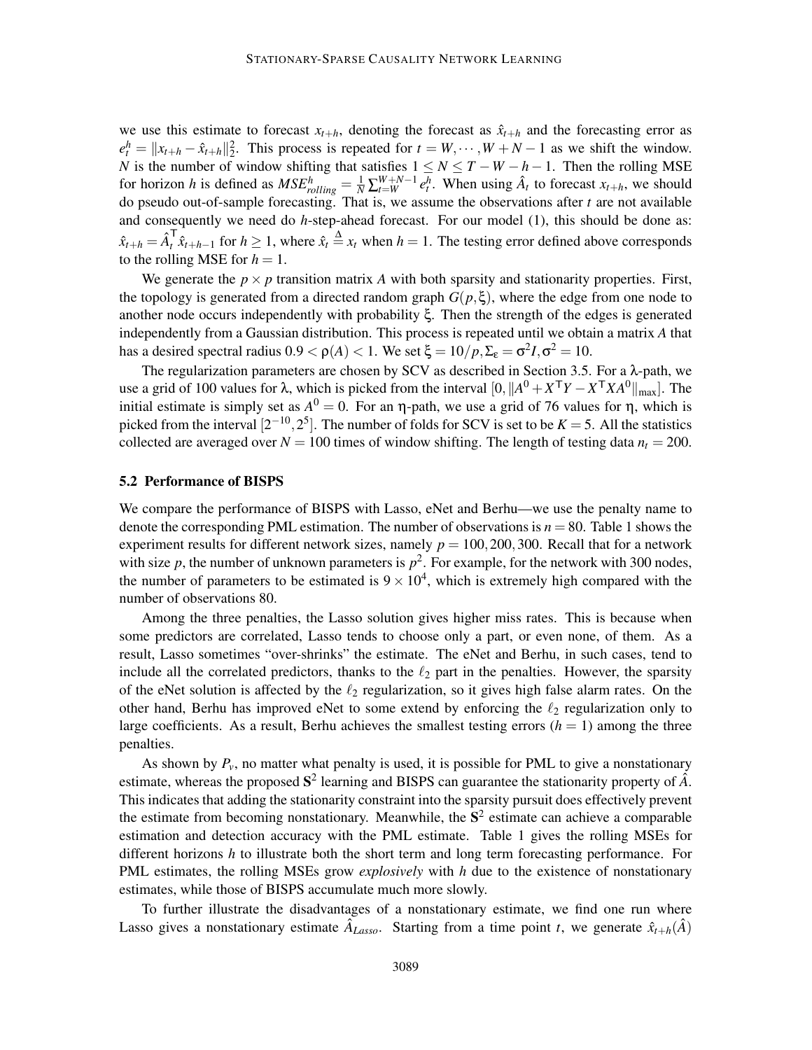we use this estimate to forecast $x_{t+h}$, denoting the forecast as $\hat{x}_{t+h}$ and the forecasting error as $e_t^h = \|x_{t+h} - \hat{x}_{t+h}\|_2^2$. This process is repeated for $t = W, \cdots, W+N-1$ as we shift the window. $N$ is the number of window shifting that satisfies $1 \leq N \leq T - W - h - 1$. Then the rolling MSE for horizon $h$ is defined as $MSE_{rolling}^h = \frac{1}{N}\sum_{t=W}^{W+N-1} e_t^h$. When using $\hat{A}_t$ to forecast $x_{t+h}$, we should do pseudo out-of-sample forecasting. That is, we assume the observations after $t$ are not available and consequently we need do $h$-step-ahead forecast. For our model (1), this should be done as: $\hat{x}_{t+h} = \hat{A}_t^{\mathsf{T}} \hat{x}_{t+h-1}$ for $h \geq 1$, where $\hat{x}_t \stackrel{\Delta}{=} x_t$ when $h = 1$. The testing error defined above corresponds to the rolling MSE for $h = 1$.

We generate the $p \times p$ transition matrix $A$ with both sparsity and stationarity properties. First, the topology is generated from a directed random graph $G(p, \xi)$, where the edge from one node to another node occurs independently with probability $\xi$. Then the strength of the edges is generated independently from a Gaussian distribution. This process is repeated until we obtain a matrix $A$ that has a desired spectral radius $0.9 < \rho(A) < 1$. We set $\xi = 10/p, \Sigma_\varepsilon = \sigma^2 I, \sigma^2 = 10$.

The regularization parameters are chosen by SCV as described in Section 3.5. For a $\lambda$-path, we use a grid of 100 values for $\lambda$, which is picked from the interval $[0, \|A^0 + X^{\mathsf{T}}Y - X^{\mathsf{T}}XA^0\|_{\max}]$. The initial estimate is simply set as $A^0 = 0$. For an $\eta$-path, we use a grid of 76 values for $\eta$, which is picked from the interval $[2^{-10}, 2^5]$. The number of folds for SCV is set to be $K = 5$. All the statistics collected are averaged over $N = 100$ times of window shifting. The length of testing data $n_t = 200$.

## 5.2 Performance of BISPS

We compare the performance of BISPS with Lasso, eNet and Berhu—we use the penalty name to denote the corresponding PML estimation. The number of observations is $n = 80$. Table 1 shows the experiment results for different network sizes, namely $p = 100, 200, 300$. Recall that for a network with size $p$, the number of unknown parameters is $p^2$. For example, for the network with 300 nodes, the number of parameters to be estimated is $9 \times 10^4$, which is extremely high compared with the number of observations 80.

Among the three penalties, the Lasso solution gives higher miss rates. This is because when some predictors are correlated, Lasso tends to choose only a part, or even none, of them. As a result, Lasso sometimes "over-shrinks" the estimate. The eNet and Berhu, in such cases, tend to include all the correlated predictors, thanks to the $\ell_2$ part in the penalties. However, the sparsity of the eNet solution is affected by the $\ell_2$ regularization, so it gives high false alarm rates. On the other hand, Berhu has improved eNet to some extend by enforcing the $\ell_2$ regularization only to large coefficients. As a result, Berhu achieves the smallest testing errors ($h = 1$) among the three penalties.

As shown by $P_v$, no matter what penalty is used, it is possible for PML to give a nonstationary estimate, whereas the proposed $\mathbf{S}^2$ learning and BISPS can guarantee the stationarity property of $\hat{A}$. This indicates that adding the stationarity constraint into the sparsity pursuit does effectively prevent the estimate from becoming nonstationary. Meanwhile, the $\mathbf{S}^2$ estimate can achieve a comparable estimation and detection accuracy with the PML estimate. Table 1 gives the rolling MSEs for different horizons $h$ to illustrate both the short term and long term forecasting performance. For PML estimates, the rolling MSEs grow *explosively* with $h$ due to the existence of nonstationary estimates, while those of BISPS accumulate much more slowly.

To further illustrate the disadvantages of a nonstationary estimate, we find one run where Lasso gives a nonstationary estimate $\hat{A}_{Lasso}$. Starting from a time point $t$, we generate $\hat{x}_{t+h}(\hat{A})$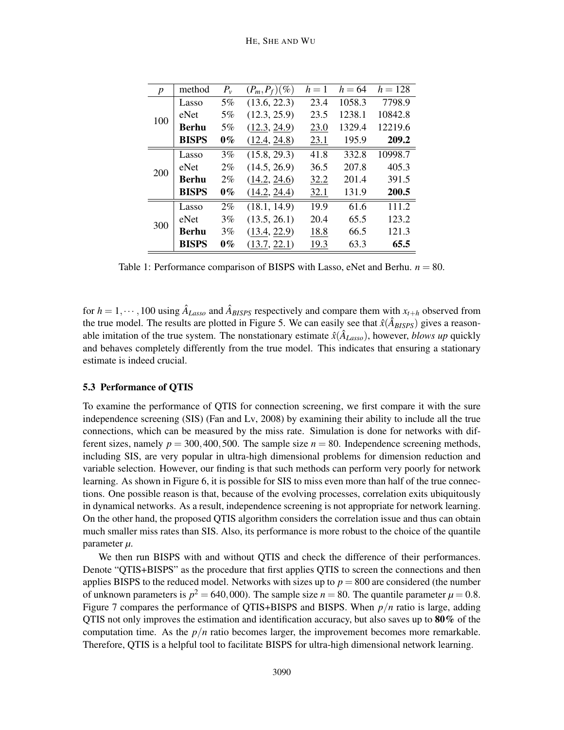| $p$ | method | $P_v$ | $(P_m, P_f)(\%)$ | $h=1$ | $h=64$ | $h=128$ |
|---|---|---|---|---|---|---|
| 100 | Lasso | 5% | (13.6, 22.3) | 23.4 | 1058.3 | 7798.9 |
| | eNet | 5% | (12.3, 25.9) | 23.5 | 1238.1 | 10842.8 |
| | **Berhu** | 5% | (<u>12.3</u>, <u>24.9</u>) | <u>23.0</u> | 1329.4 | 12219.6 |
| | **BISPS** | **0%** | (<u>12.4</u>, <u>24.8</u>) | <u>23.1</u> | 195.9 | **209.2** |
| 200 | Lasso | 3% | (15.8, 29.3) | 41.8 | 332.8 | 10998.7 |
| | eNet | 2% | (14.5, 26.9) | 36.5 | 207.8 | 405.3 |
| | **Berhu** | 2% | (<u>14.2</u>, <u>24.6</u>) | <u>32.2</u> | 201.4 | 391.5 |
| | **BISPS** | **0%** | (<u>14.2</u>, <u>24.4</u>) | <u>32.1</u> | 131.9 | **200.5** |
| 300 | Lasso | 2% | (18.1, 14.9) | 19.9 | 61.6 | 111.2 |
| | eNet | 3% | (13.5, 26.1) | 20.4 | 65.5 | 123.2 |
| | **Berhu** | 3% | (<u>13.4</u>, <u>22.9</u>) | <u>18.8</u> | 66.5 | 121.3 |
| | **BISPS** | **0%** | (<u>13.7</u>, <u>22.1</u>) | <u>19.3</u> | 63.3 | **65.5** |

Table 1: Performance comparison of BISPS with Lasso, eNet and Berhu. $n = 80$.

for $h = 1, \cdots, 100$ using $\hat{A}_{Lasso}$ and $\hat{A}_{BISPS}$ respectively and compare them with $x_{t+h}$ observed from the true model. The results are plotted in Figure 5. We can easily see that $\hat{x}(\hat{A}_{BISPS})$ gives a reasonable imitation of the true system. The nonstationary estimate $\hat{x}(\hat{A}_{Lasso})$, however, *blows up* quickly and behaves completely differently from the true model. This indicates that ensuring a stationary estimate is indeed crucial.

### 5.3 Performance of QTIS

To examine the performance of QTIS for connection screening, we first compare it with the sure independence screening (SIS) (Fan and Lv, 2008) by examining their ability to include all the true connections, which can be measured by the miss rate. Simulation is done for networks with different sizes, namely $p = 300, 400, 500$. The sample size $n = 80$. Independence screening methods, including SIS, are very popular in ultra-high dimensional problems for dimension reduction and variable selection. However, our finding is that such methods can perform very poorly for network learning. As shown in Figure 6, it is possible for SIS to miss even more than half of the true connections. One possible reason is that, because of the evolving processes, correlation exits ubiquitously in dynamical networks. As a result, independence screening is not appropriate for network learning. On the other hand, the proposed QTIS algorithm considers the correlation issue and thus can obtain much smaller miss rates than SIS. Also, its performance is more robust to the choice of the quantile parameter $\mu$.

We then run BISPS with and without QTIS and check the difference of their performances. Denote "QTIS+BISPS" as the procedure that first applies QTIS to screen the connections and then applies BISPS to the reduced model. Networks with sizes up to $p = 800$ are considered (the number of unknown parameters is $p^2 = 640,000$). The sample size $n = 80$. The quantile parameter $\mu = 0.8$. Figure 7 compares the performance of QTIS+BISPS and BISPS. When $p/n$ ratio is large, adding QTIS not only improves the estimation and identification accuracy, but also saves up to **80%** of the computation time. As the $p/n$ ratio becomes larger, the improvement becomes more remarkable. Therefore, QTIS is a helpful tool to facilitate BISPS for ultra-high dimensional network learning.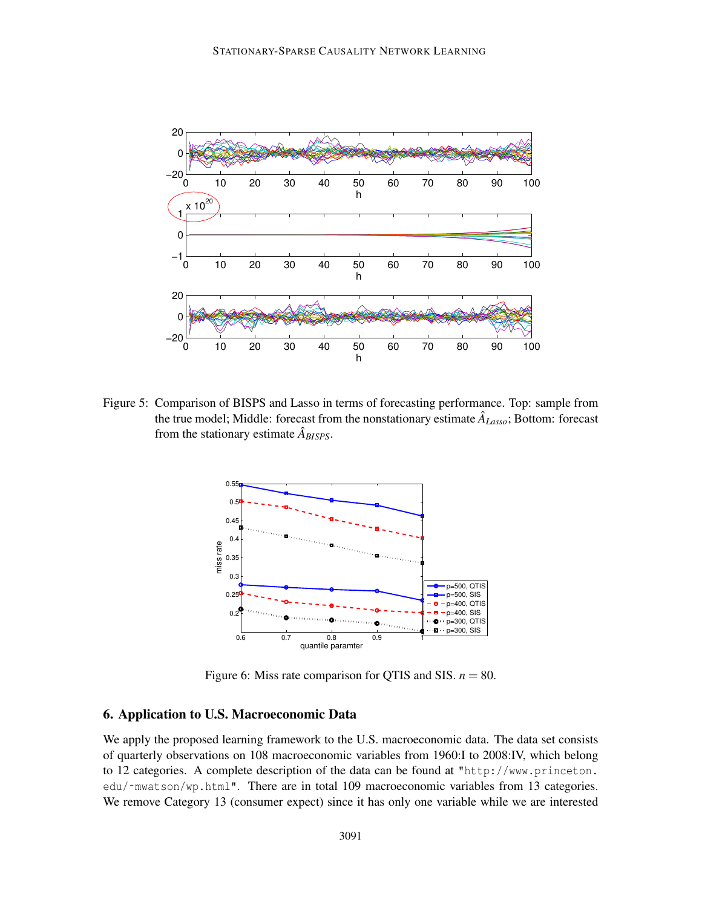Figure 5: Comparison of BISPS and Lasso in terms of forecasting performance. Top: sample from the true model; Middle: forecast from the nonstationary estimate $\hat{A}_{Lasso}$; Bottom: forecast from the stationary estimate $\hat{A}_{BISPS}$.

Figure 6: Miss rate comparison for QTIS and SIS. $n = 80$.

## 6. Application to U.S. Macroeconomic Data

We apply the proposed learning framework to the U.S. macroeconomic data. The data set consists of quarterly observations on 108 macroeconomic variables from 1960:I to 2008:IV, which belong to 12 categories. A complete description of the data can be found at "http://www.princeton.edu/~mwatson/wp.html". There are in total 109 macroeconomic variables from 13 categories. We remove Category 13 (consumer expect) since it has only one variable while we are interested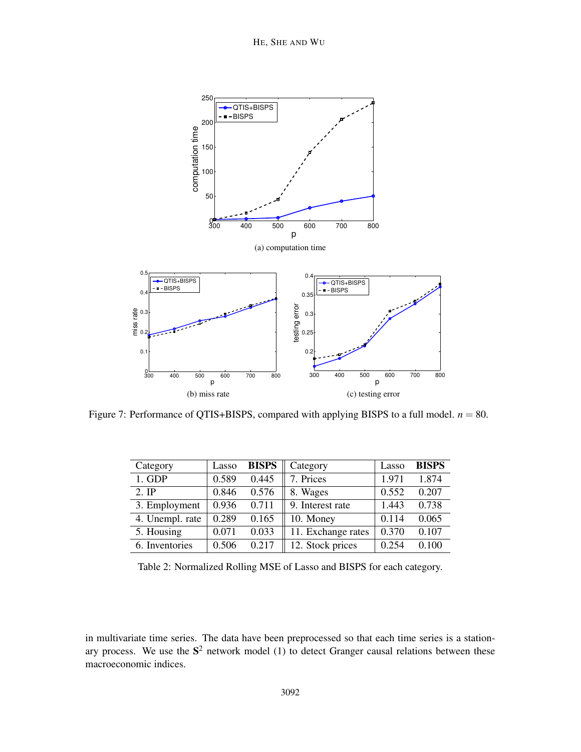(a) computation time

(b) miss rate

(c) testing error

Figure 7: Performance of QTIS+BISPS, compared with applying BISPS to a full model. $n = 80$.

| Category | Lasso | **BISPS** | Category | Lasso | **BISPS** |
|---|---|---|---|---|---|
| 1. GDP | 0.589 | 0.445 | 7. Prices | 1.971 | 1.874 |
| 2. IP | 0.846 | 0.576 | 8. Wages | 0.552 | 0.207 |
| 3. Employment | 0.936 | 0.711 | 9. Interest rate | 1.443 | 0.738 |
| 4. Unempl. rate | 0.289 | 0.165 | 10. Money | 0.114 | 0.065 |
| 5. Housing | 0.071 | 0.033 | 11. Exchange rates | 0.370 | 0.107 |
| 6. Inventories | 0.506 | 0.217 | 12. Stock prices | 0.254 | 0.100 |

Table 2: Normalized Rolling MSE of Lasso and BISPS for each category.

in multivariate time series. The data have been preprocessed so that each time series is a stationary process. We use the $\mathbf{S}^2$ network model (1) to detect Granger causal relations between these macroeconomic indices.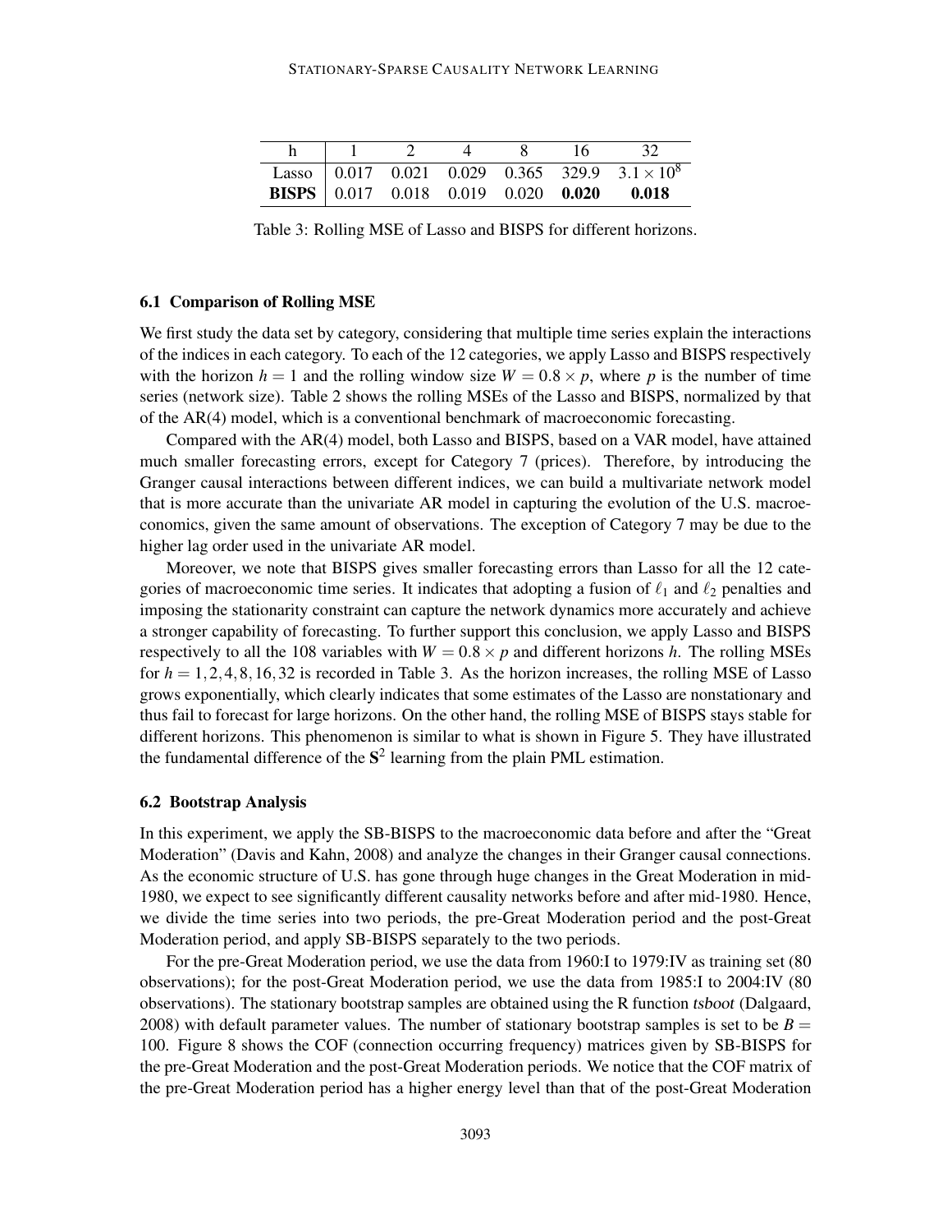| h | 1 | 2 | 4 | 8 | 16 | 32 |
|---|---|---|---|---|---|---|
| Lasso | 0.017 | 0.021 | 0.029 | 0.365 | 329.9 | $3.1\times10^8$ |
| **BISPS** | 0.017 | 0.018 | 0.019 | 0.020 | **0.020** | **0.018** |

Table 3: Rolling MSE of Lasso and BISPS for different horizons.

### 6.1 Comparison of Rolling MSE

We first study the data set by category, considering that multiple time series explain the interactions of the indices in each category. To each of the 12 categories, we apply Lasso and BISPS respectively with the horizon $h = 1$ and the rolling window size $W = 0.8 \times p$, where $p$ is the number of time series (network size). Table 2 shows the rolling MSEs of the Lasso and BISPS, normalized by that of the AR(4) model, which is a conventional benchmark of macroeconomic forecasting.

Compared with the AR(4) model, both Lasso and BISPS, based on a VAR model, have attained much smaller forecasting errors, except for Category 7 (prices). Therefore, by introducing the Granger causal interactions between different indices, we can build a multivariate network model that is more accurate than the univariate AR model in capturing the evolution of the U.S. macroeconomics, given the same amount of observations. The exception of Category 7 may be due to the higher lag order used in the univariate AR model.

Moreover, we note that BISPS gives smaller forecasting errors than Lasso for all the 12 categories of macroeconomic time series. It indicates that adopting a fusion of $\ell_1$ and $\ell_2$ penalties and imposing the stationarity constraint can capture the network dynamics more accurately and achieve a stronger capability of forecasting. To further support this conclusion, we apply Lasso and BISPS respectively to all the 108 variables with $W = 0.8 \times p$ and different horizons $h$. The rolling MSEs for $h = 1, 2, 4, 8, 16, 32$ is recorded in Table 3. As the horizon increases, the rolling MSE of Lasso grows exponentially, which clearly indicates that some estimates of the Lasso are nonstationary and thus fail to forecast for large horizons. On the other hand, the rolling MSE of BISPS stays stable for different horizons. This phenomenon is similar to what is shown in Figure 5. They have illustrated the fundamental difference of the $\mathbf{S}^2$ learning from the plain PML estimation.

### 6.2 Bootstrap Analysis

In this experiment, we apply the SB-BISPS to the macroeconomic data before and after the "Great Moderation" (Davis and Kahn, 2008) and analyze the changes in their Granger causal connections. As the economic structure of U.S. has gone through huge changes in the Great Moderation in mid-1980, we expect to see significantly different causality networks before and after mid-1980. Hence, we divide the time series into two periods, the pre-Great Moderation period and the post-Great Moderation period, and apply SB-BISPS separately to the two periods.

For the pre-Great Moderation period, we use the data from 1960:I to 1979:IV as training set (80 observations); for the post-Great Moderation period, we use the data from 1985:I to 2004:IV (80 observations). The stationary bootstrap samples are obtained using the R function *tsboot* (Dalgaard, 2008) with default parameter values. The number of stationary bootstrap samples is set to be $B = 100$. Figure 8 shows the COF (connection occurring frequency) matrices given by SB-BISPS for the pre-Great Moderation and the post-Great Moderation periods. We notice that the COF matrix of the pre-Great Moderation period has a higher energy level than that of the post-Great Moderation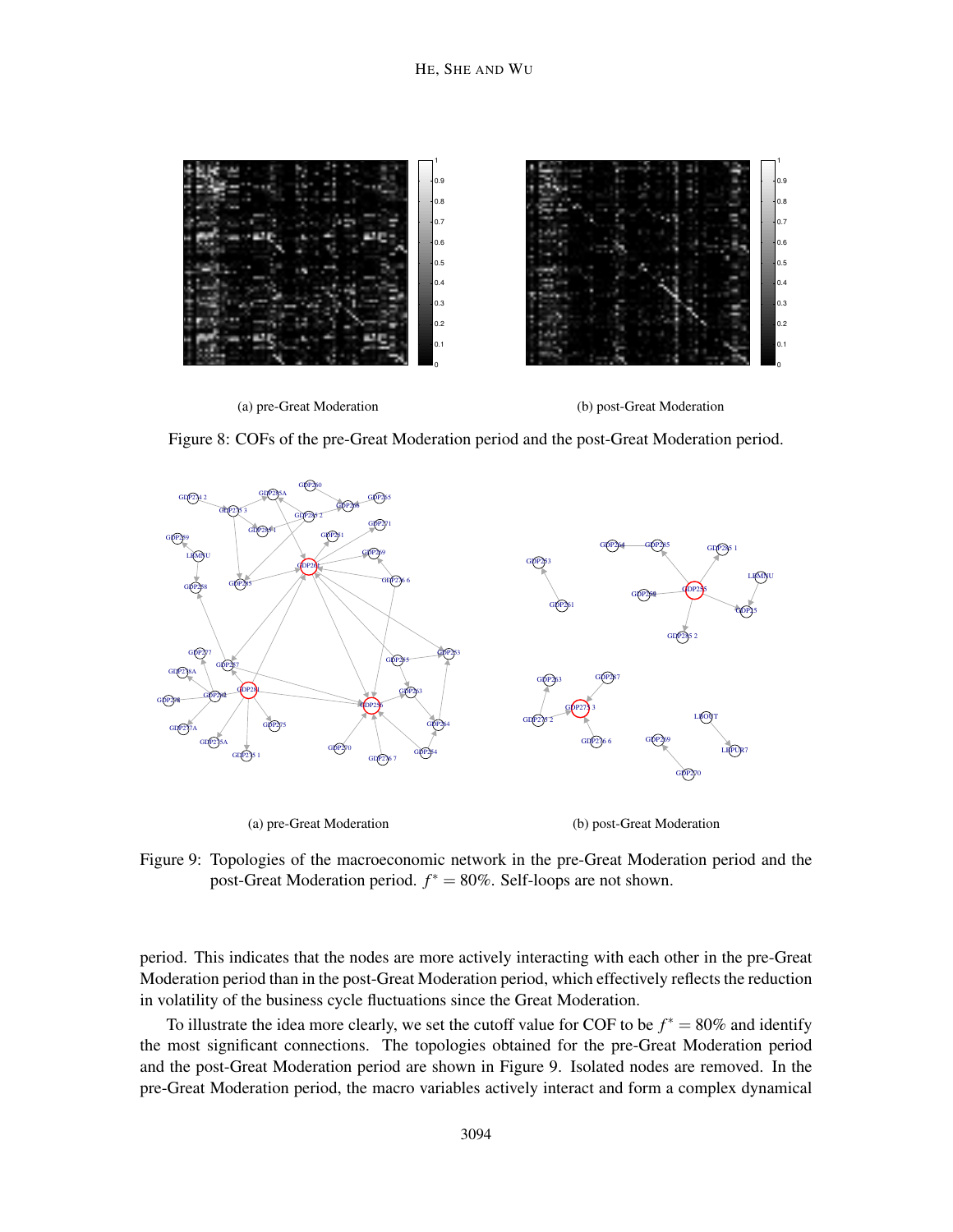(a) pre-Great Moderation

(b) post-Great Moderation

Figure 8: COFs of the pre-Great Moderation period and the post-Great Moderation period.

(a) pre-Great Moderation

(b) post-Great Moderation

Figure 9: Topologies of the macroeconomic network in the pre-Great Moderation period and the post-Great Moderation period. $f^* = 80\%$. Self-loops are not shown.

period. This indicates that the nodes are more actively interacting with each other in the pre-Great Moderation period than in the post-Great Moderation period, which effectively reflects the reduction in volatility of the business cycle fluctuations since the Great Moderation.

To illustrate the idea more clearly, we set the cutoff value for COF to be $f^* = 80\%$ and identify the most significant connections. The topologies obtained for the pre-Great Moderation period and the post-Great Moderation period are shown in Figure 9. Isolated nodes are removed. In the pre-Great Moderation period, the macro variables actively interact and form a complex dynamical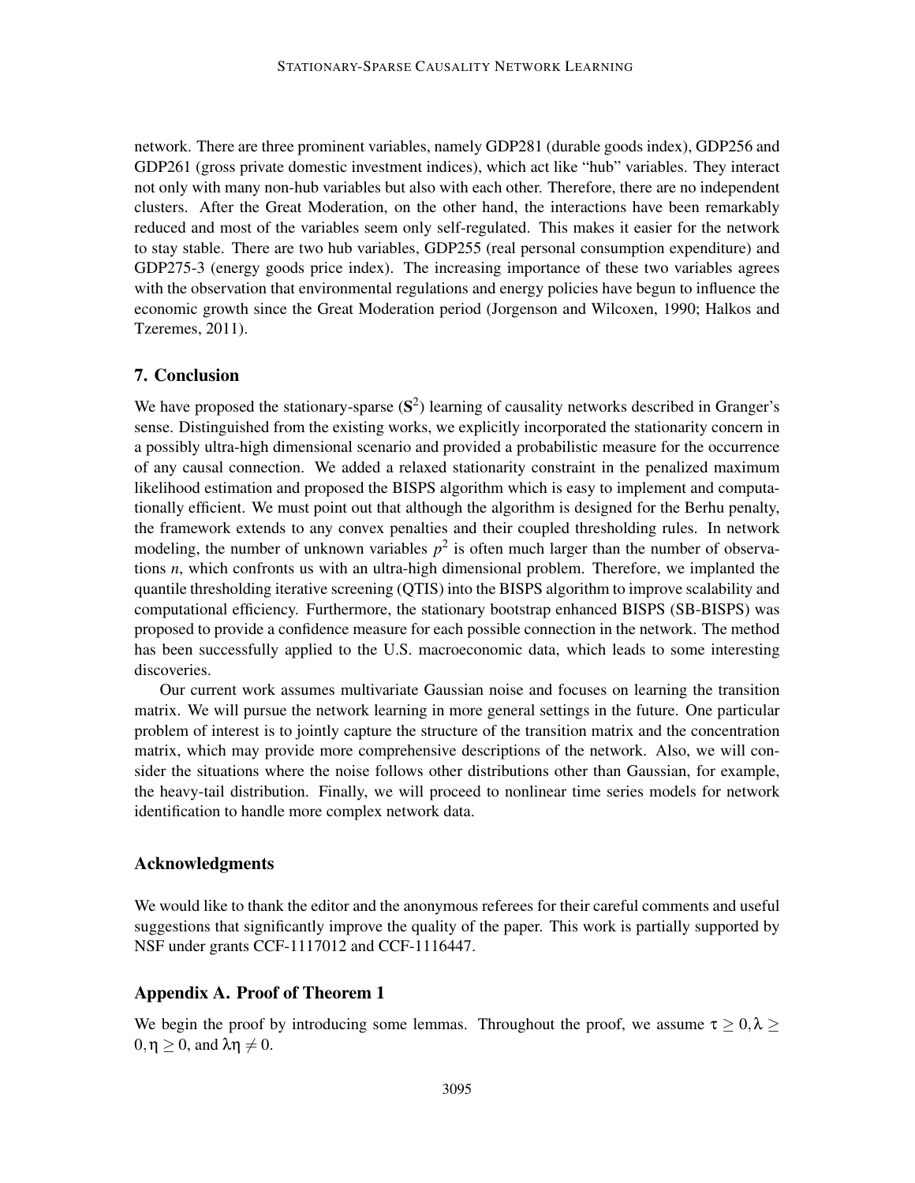network. There are three prominent variables, namely GDP281 (durable goods index), GDP256 and GDP261 (gross private domestic investment indices), which act like "hub" variables. They interact not only with many non-hub variables but also with each other. Therefore, there are no independent clusters. After the Great Moderation, on the other hand, the interactions have been remarkably reduced and most of the variables seem only self-regulated. This makes it easier for the network to stay stable. There are two hub variables, GDP255 (real personal consumption expenditure) and GDP275-3 (energy goods price index). The increasing importance of these two variables agrees with the observation that environmental regulations and energy policies have begun to influence the economic growth since the Great Moderation period (Jorgenson and Wilcoxen, 1990; Halkos and Tzeremes, 2011).

## 7. Conclusion

We have proposed the stationary-sparse ($\mathbf{S}^2$) learning of causality networks described in Granger's sense. Distinguished from the existing works, we explicitly incorporated the stationarity concern in a possibly ultra-high dimensional scenario and provided a probabilistic measure for the occurrence of any causal connection. We added a relaxed stationarity constraint in the penalized maximum likelihood estimation and proposed the BISPS algorithm which is easy to implement and computationally efficient. We must point out that although the algorithm is designed for the Berhu penalty, the framework extends to any convex penalties and their coupled thresholding rules. In network modeling, the number of unknown variables $p^2$ is often much larger than the number of observations $n$, which confronts us with an ultra-high dimensional problem. Therefore, we implanted the quantile thresholding iterative screening (QTIS) into the BISPS algorithm to improve scalability and computational efficiency. Furthermore, the stationary bootstrap enhanced BISPS (SB-BISPS) was proposed to provide a confidence measure for each possible connection in the network. The method has been successfully applied to the U.S. macroeconomic data, which leads to some interesting discoveries.

Our current work assumes multivariate Gaussian noise and focuses on learning the transition matrix. We will pursue the network learning in more general settings in the future. One particular problem of interest is to jointly capture the structure of the transition matrix and the concentration matrix, which may provide more comprehensive descriptions of the network. Also, we will consider the situations where the noise follows other distributions other than Gaussian, for example, the heavy-tail distribution. Finally, we will proceed to nonlinear time series models for network identification to handle more complex network data.

## Acknowledgments

We would like to thank the editor and the anonymous referees for their careful comments and useful suggestions that significantly improve the quality of the paper. This work is partially supported by NSF under grants CCF-1117012 and CCF-1116447.

## Appendix A. Proof of Theorem 1

We begin the proof by introducing some lemmas. Throughout the proof, we assume $\tau \geq 0, \lambda \geq 0, \eta \geq 0$, and $\lambda\eta \neq 0$.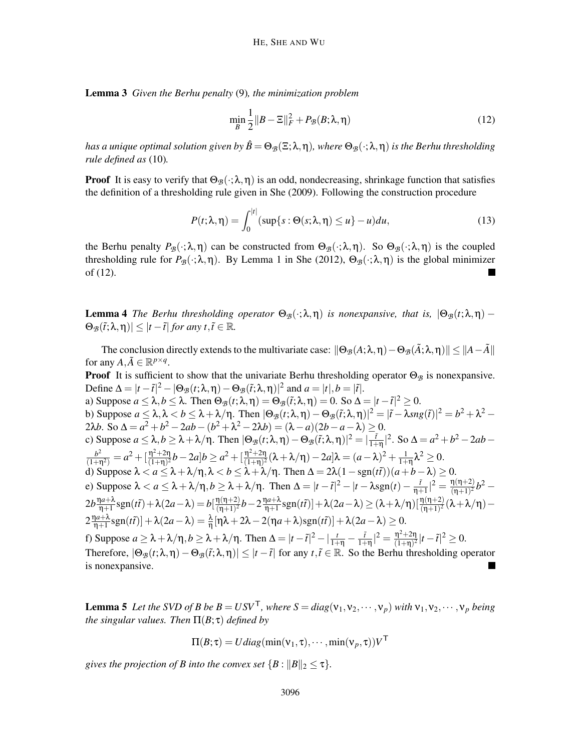**Lemma 3** *Given the Berhu penalty* (9)*, the minimization problem*

$$\min_B \frac{1}{2}\|B - \Xi\|_F^2 + P_{\mathcal{B}}(B;\lambda,\eta) \tag{12}$$

*has a unique optimal solution given by $\hat{B} = \Theta_{\mathcal{B}}(\Xi;\lambda,\eta)$, where $\Theta_{\mathcal{B}}(\cdot;\lambda,\eta)$ is the Berhu thresholding rule defined as* (10)*.*

**Proof** It is easy to verify that $\Theta_{\mathcal{B}}(\cdot;\lambda,\eta)$ is an odd, nondecreasing, shrinkage function that satisfies the definition of a thresholding rule given in She (2009). Following the construction procedure

$$P(t;\lambda,\eta) = \int_0^{|t|} (\sup\{s : \Theta(s;\lambda,\eta) \le u\} - u)du, \tag{13}$$

the Berhu penalty $P_{\mathcal{B}}(\cdot;\lambda,\eta)$ can be constructed from $\Theta_{\mathcal{B}}(\cdot;\lambda,\eta)$. So $\Theta_{\mathcal{B}}(\cdot;\lambda,\eta)$ is the coupled thresholding rule for $P_{\mathcal{B}}(\cdot;\lambda,\eta)$. By Lemma 1 in She (2012), $\Theta_{\mathcal{B}}(\cdot;\lambda,\eta)$ is the global minimizer of (12). ■

**Lemma 4** *The Berhu thresholding operator $\Theta_{\mathcal{B}}(\cdot;\lambda,\eta)$ is nonexpansive, that is, $|\Theta_{\mathcal{B}}(t;\lambda,\eta) - \Theta_{\mathcal{B}}(\tilde{t};\lambda,\eta)| \le |t - \tilde{t}|$ for any $t, \tilde{t} \in \mathbb{R}$.*

The conclusion directly extends to the multivariate case: $\|\Theta_{\mathcal{B}}(A;\lambda,\eta) - \Theta_{\mathcal{B}}(\tilde{A};\lambda,\eta)\| \le \|A - \tilde{A}\|$ for any $A, \tilde{A} \in \mathbb{R}^{p\times q}$.

**Proof** It is sufficient to show that the univariate Berhu thresholding operator $\Theta_{\mathcal{B}}$ is nonexpansive. Define $\Delta = |t-\tilde{t}|^2 - |\Theta_{\mathcal{B}}(t;\lambda,\eta) - \Theta_{\mathcal{B}}(\tilde{t};\lambda,\eta)|^2$ and $a = |t|, b = |\tilde{t}|$.

a) Suppose $a \le \lambda, b \le \lambda$. Then $\Theta_{\mathcal{B}}(t;\lambda,\eta) = \Theta_{\mathcal{B}}(\tilde{t};\lambda,\eta) = 0$. So $\Delta = |t - \tilde{t}|^2 \ge 0$.

b) Suppose $a \le \lambda, \lambda < b \le \lambda + \lambda/\eta$. Then $|\Theta_{\mathcal{B}}(t;\lambda,\eta) - \Theta_{\mathcal{B}}(\tilde{t};\lambda,\eta)|^2 = |\tilde{t} - \lambda sng(\tilde{t})|^2 = b^2 + \lambda^2 - 2\lambda b$. So $\Delta = a^2 + b^2 - 2ab - (b^2 + \lambda^2 - 2\lambda b) = (\lambda - a)(2b - a - \lambda) \ge 0$.

c) Suppose $a \le \lambda, b \ge \lambda + \lambda/\eta$. Then $|\Theta_{\mathcal{B}}(t;\lambda,\eta) - \Theta_{\mathcal{B}}(\tilde{t};\lambda,\eta)|^2 = |\frac{\tilde{t}}{1+\eta}|^2$. So $\Delta = a^2 + b^2 - 2ab - \frac{b^2}{(1+\eta^2)} = a^2 + [\frac{\eta^2+2\eta}{(1+\eta)^2}b - 2a]b \ge a^2 + [\frac{\eta^2+2\eta}{(1+\eta)^2}(\lambda + \lambda/\eta) - 2a]\lambda = (a-\lambda)^2 + \frac{1}{1+\eta}\lambda^2 \ge 0$.

d) Suppose $\lambda < a \le \lambda + \lambda/\eta, \lambda < b \le \lambda + \lambda/\eta$. Then $\Delta = 2\lambda(1 - \text{sgn}(t\tilde{t}))(a + b - \lambda) \ge 0$.

e) Suppose $\lambda < a \le \lambda + \lambda/\eta, b \ge \lambda + \lambda/\eta$. Then $\Delta = |t - \tilde{t}|^2 - |t - \lambda \text{sgn}(t) - \frac{\tilde{t}}{\eta+1}|^2 = \frac{\eta(\eta+2)}{(\eta+1)^2}b^2 - 2b\frac{\eta a+\lambda}{\eta+1}\text{sgn}(t\tilde{t}) + \lambda(2a - \lambda) = b[\frac{\eta(\eta+2)}{(\eta+1)^2}b - 2\frac{\eta a+\lambda}{\eta+1}\text{sgn}(t\tilde{t})] + \lambda(2a-\lambda) \ge (\lambda + \lambda/\eta)[\frac{\eta(\eta+2)}{(\eta+1)^2}(\lambda + \lambda/\eta) - 2\frac{\eta a+\lambda}{\eta+1}\text{sgn}(t\tilde{t})] + \lambda(2a - \lambda) = \frac{\lambda}{\eta}[\eta\lambda + 2\lambda - 2(\eta a + \lambda)\text{sgn}(t\tilde{t})] + \lambda(2a - \lambda) \ge 0$.

f) Suppose $a \ge \lambda + \lambda/\eta, b \ge \lambda + \lambda/\eta$. Then $\Delta = |t - \tilde{t}|^2 - |\frac{t}{1+\eta} - \frac{\tilde{t}}{1+\eta}|^2 = \frac{\eta^2+2\eta}{(1+\eta)^2}|t - \tilde{t}|^2 \ge 0$.

Therefore, $|\Theta_{\mathcal{B}}(t;\lambda,\eta) - \Theta_{\mathcal{B}}(\tilde{t};\lambda,\eta)| \le |t - \tilde{t}|$ for any $t, \tilde{t} \in \mathbb{R}$. So the Berhu thresholding operator is nonexpansive. ■

**Lemma 5** *Let the SVD of B be $B = USV^\top$, where $S = diag(\nu_1, \nu_2, \cdots, \nu_p)$ with $\nu_1, \nu_2, \cdots, \nu_p$ being the singular values. Then $\Pi(B;\tau)$ defined by*

$$\Pi(B;\tau) = U diag(\min(\nu_1, \tau), \cdots, \min(\nu_p, \tau))V^\top$$

*gives the projection of B into the convex set $\{B : \|B\|_2 \le \tau\}$.*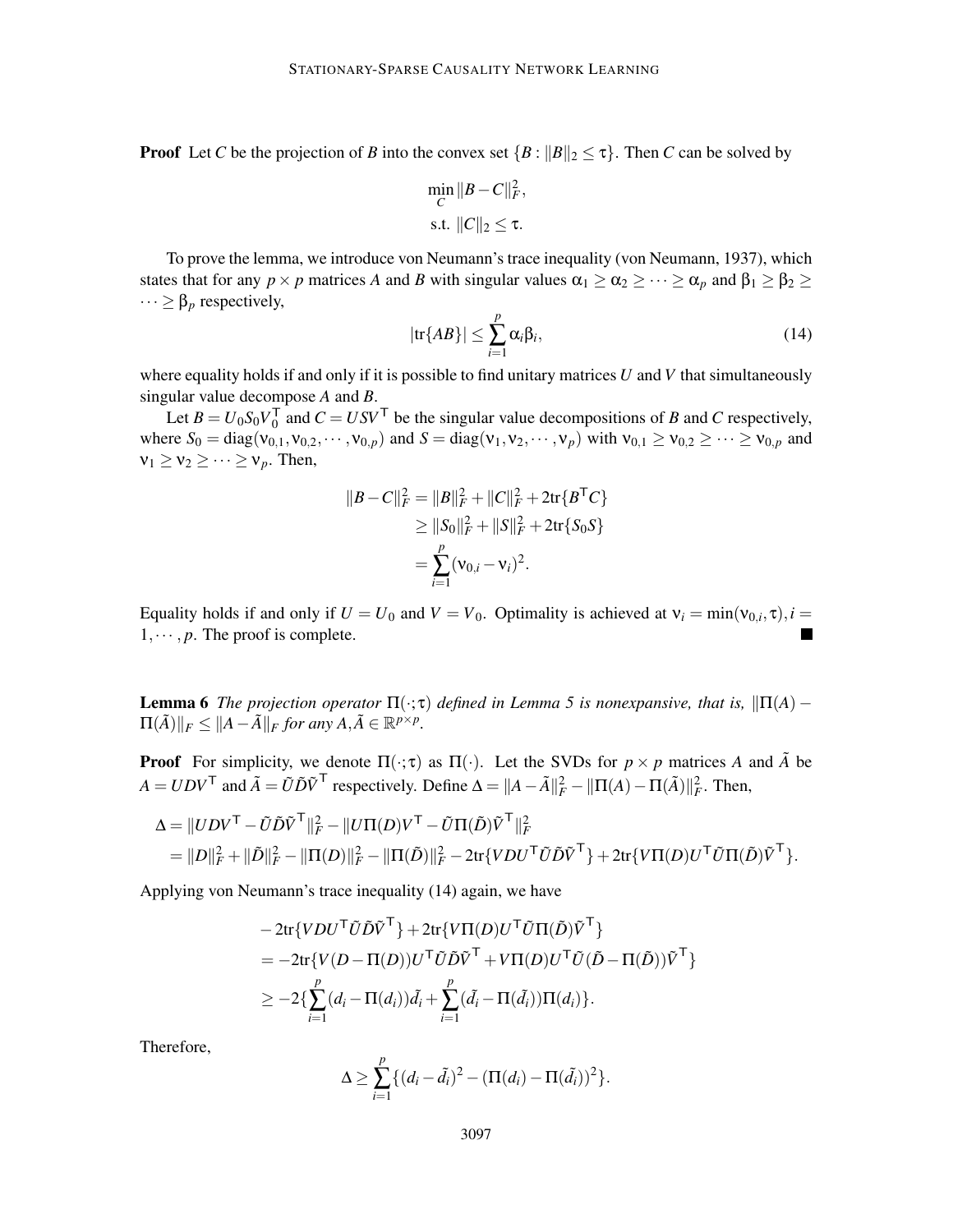**Proof** Let $C$ be the projection of $B$ into the convex set $\{B : \|B\|_2 \leq \tau\}$. Then $C$ can be solved by

$$\min_C \|B - C\|_F^2,$$
$$\text{s.t. } \|C\|_2 \leq \tau.$$

To prove the lemma, we introduce von Neumann's trace inequality (von Neumann, 1937), which states that for any $p \times p$ matrices $A$ and $B$ with singular values $\alpha_1 \geq \alpha_2 \geq \cdots \geq \alpha_p$ and $\beta_1 \geq \beta_2 \geq \cdots \geq \beta_p$ respectively,

$$|\mathrm{tr}\{AB\}| \leq \sum_{i=1}^{p} \alpha_i \beta_i, \tag{14}$$

where equality holds if and only if it is possible to find unitary matrices $U$ and $V$ that simultaneously singular value decompose $A$ and $B$.

Let $B = U_0 S_0 V_0^\mathsf{T}$ and $C = USV^\mathsf{T}$ be the singular value decompositions of $B$ and $C$ respectively, where $S_0 = \mathrm{diag}(\nu_{0,1}, \nu_{0,2}, \cdots, \nu_{0,p})$ and $S = \mathrm{diag}(\nu_1, \nu_2, \cdots, \nu_p)$ with $\nu_{0,1} \geq \nu_{0,2} \geq \cdots \geq \nu_{0,p}$ and $\nu_1 \geq \nu_2 \geq \cdots \geq \nu_p$. Then,

$$\begin{aligned}
\|B - C\|_F^2 &= \|B\|_F^2 + \|C\|_F^2 + 2\mathrm{tr}\{B^\mathsf{T} C\} \\
&\geq \|S_0\|_F^2 + \|S\|_F^2 + 2\mathrm{tr}\{S_0 S\} \\
&= \sum_{i=1}^{p} (\nu_{0,i} - \nu_i)^2.
\end{aligned}$$

Equality holds if and only if $U = U_0$ and $V = V_0$. Optimality is achieved at $\nu_i = \min(\nu_{0,i}, \tau), i = 1, \cdots, p$. The proof is complete. ∎

**Lemma 6** *The projection operator $\Pi(\cdot;\tau)$ defined in Lemma 5 is nonexpansive, that is, $\|\Pi(A) - \Pi(\tilde{A})\|_F \leq \|A - \tilde{A}\|_F$ for any $A, \tilde{A} \in \mathbb{R}^{p \times p}$.*

**Proof** For simplicity, we denote $\Pi(\cdot;\tau)$ as $\Pi(\cdot)$. Let the SVDs for $p \times p$ matrices $A$ and $\tilde{A}$ be $A = UDV^\mathsf{T}$ and $\tilde{A} = \tilde{U}\tilde{D}\tilde{V}^\mathsf{T}$ respectively. Define $\Delta = \|A - \tilde{A}\|_F^2 - \|\Pi(A) - \Pi(\tilde{A})\|_F^2$. Then,

$$\begin{aligned}
\Delta &= \|UDV^\mathsf{T} - \tilde{U}\tilde{D}\tilde{V}^\mathsf{T}\|_F^2 - \|U\Pi(D)V^\mathsf{T} - \tilde{U}\Pi(\tilde{D})\tilde{V}^\mathsf{T}\|_F^2 \\
&= \|D\|_F^2 + \|\tilde{D}\|_F^2 - \|\Pi(D)\|_F^2 - \|\Pi(\tilde{D})\|_F^2 - 2\mathrm{tr}\{VDU^\mathsf{T}\tilde{U}\tilde{D}\tilde{V}^\mathsf{T}\} + 2\mathrm{tr}\{V\Pi(D)U^\mathsf{T}\tilde{U}\Pi(\tilde{D})\tilde{V}^\mathsf{T}\}.
\end{aligned}$$

Applying von Neumann's trace inequality (14) again, we have

$$\begin{aligned}
&-2\mathrm{tr}\{VDU^\mathsf{T}\tilde{U}\tilde{D}\tilde{V}^\mathsf{T}\} + 2\mathrm{tr}\{V\Pi(D)U^\mathsf{T}\tilde{U}\Pi(\tilde{D})\tilde{V}^\mathsf{T}\} \\
&= -2\mathrm{tr}\{V(D - \Pi(D))U^\mathsf{T}\tilde{U}\tilde{D}\tilde{V}^\mathsf{T} + V\Pi(D)U^\mathsf{T}\tilde{U}(\tilde{D} - \Pi(\tilde{D}))\tilde{V}^\mathsf{T}\} \\
&\geq -2\{\sum_{i=1}^{p}(d_i - \Pi(d_i))\tilde{d}_i + \sum_{i=1}^{p}(\tilde{d}_i - \Pi(\tilde{d}_i))\Pi(d_i)\}.
\end{aligned}$$

Therefore,

$$\Delta \geq \sum_{i=1}^{p}\{(d_i - \tilde{d}_i)^2 - (\Pi(d_i) - \Pi(\tilde{d}_i))^2\}.$$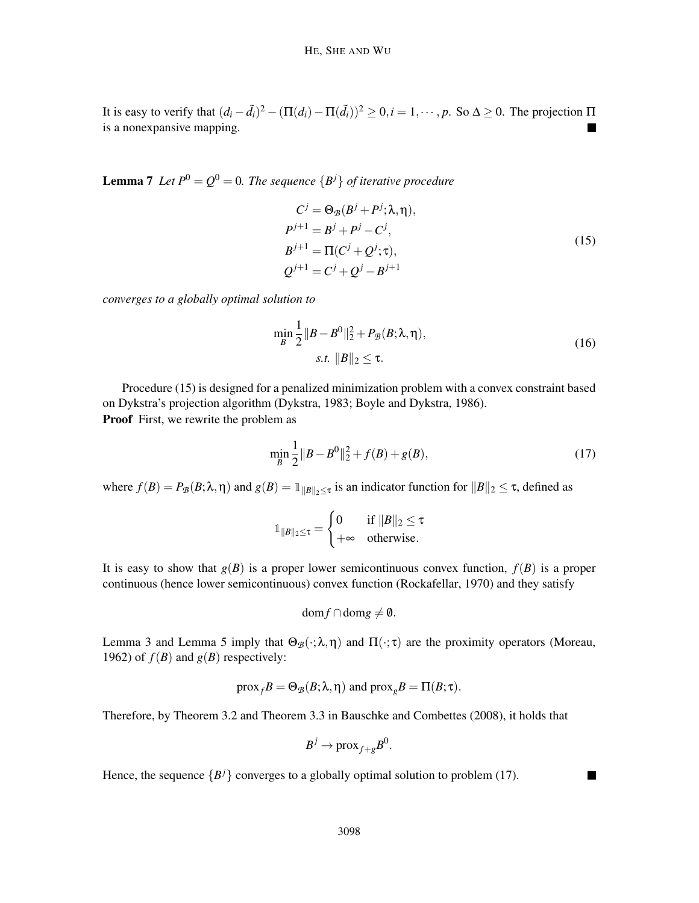It is easy to verify that $(d_i - \tilde{d}_i)^2 - (\Pi(d_i) - \Pi(\tilde{d}_i))^2 \geq 0, i = 1, \cdots, p$. So $\Delta \geq 0$. The projection $\Pi$ is a nonexpansive mapping. ∎

**Lemma 7** *Let $P^0 = Q^0 = 0$. The sequence $\{B^j\}$ of iterative procedure*

$$
\begin{aligned}
C^j &= \Theta_{\mathcal{B}}(B^j + P^j; \lambda, \eta), \\
P^{j+1} &= B^j + P^j - C^j, \\
B^{j+1} &= \Pi(C^j + Q^j; \tau), \\
Q^{j+1} &= C^j + Q^j - B^{j+1}
\end{aligned}
\tag{15}
$$

*converges to a globally optimal solution to*

$$
\begin{aligned}
\min_B \frac{1}{2}\|B - B^0\|_2^2 + P_{\mathcal{B}}(B; \lambda, \eta), \\
s.t. \ \|B\|_2 \leq \tau.
\end{aligned}
\tag{16}
$$

Procedure (15) is designed for a penalized minimization problem with a convex constraint based on Dykstra's projection algorithm (Dykstra, 1983; Boyle and Dykstra, 1986).

**Proof** First, we rewrite the problem as

$$
\min_B \frac{1}{2}\|B - B^0\|_2^2 + f(B) + g(B),
\tag{17}
$$

where $f(B) = P_{\mathcal{B}}(B; \lambda, \eta)$ and $g(B) = \mathbb{1}_{\|B\|_2 \leq \tau}$ is an indicator function for $\|B\|_2 \leq \tau$, defined as

$$
\mathbb{1}_{\|B\|_2 \leq \tau} = \begin{cases} 0 & \text{if } \|B\|_2 \leq \tau \\ +\infty & \text{otherwise.} \end{cases}
$$

It is easy to show that $g(B)$ is a proper lower semicontinuous convex function, $f(B)$ is a proper continuous (hence lower semicontinuous) convex function (Rockafellar, 1970) and they satisfy

$$
\text{dom} f \cap \text{dom} g \neq \emptyset.
$$

Lemma 3 and Lemma 5 imply that $\Theta_{\mathcal{B}}(\cdot; \lambda, \eta)$ and $\Pi(\cdot; \tau)$ are the proximity operators (Moreau, 1962) of $f(B)$ and $g(B)$ respectively:

$$
\text{prox}_f B = \Theta_{\mathcal{B}}(B; \lambda, \eta) \text{ and } \text{prox}_g B = \Pi(B; \tau).
$$

Therefore, by Theorem 3.2 and Theorem 3.3 in Bauschke and Combettes (2008), it holds that

$$
B^j \to \text{prox}_{f+g} B^0.
$$

Hence, the sequence $\{B^j\}$ converges to a globally optimal solution to problem (17). ∎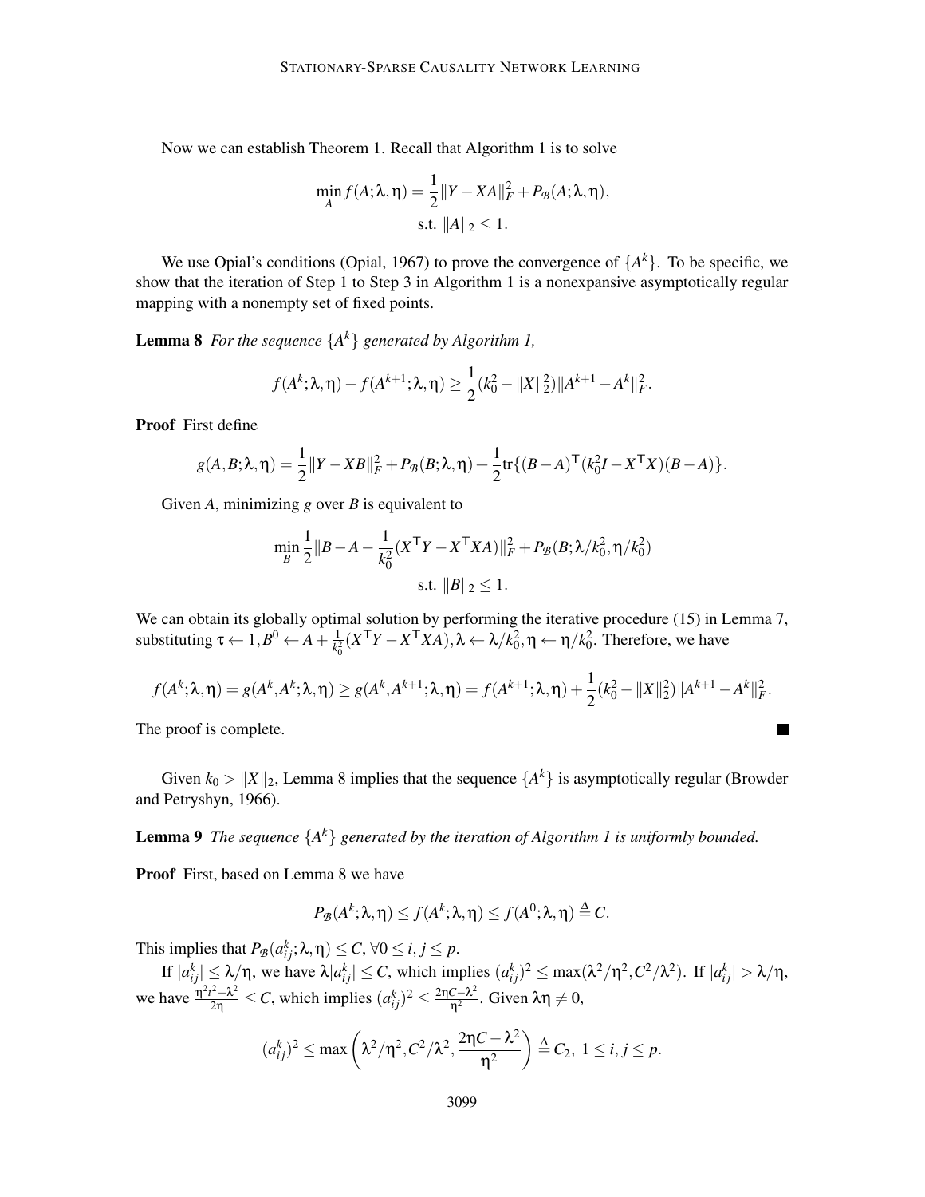Now we can establish Theorem 1. Recall that Algorithm 1 is to solve

$$\min_{A} f(A;\lambda,\eta) = \frac{1}{2}\|Y - XA\|_F^2 + P_{\mathcal{B}}(A;\lambda,\eta),$$
$$\text{s.t. } \|A\|_2 \leq 1.$$

We use Opial's conditions (Opial, 1967) to prove the convergence of $\{A^k\}$. To be specific, we show that the iteration of Step 1 to Step 3 in Algorithm 1 is a nonexpansive asymptotically regular mapping with a nonempty set of fixed points.

**Lemma 8** *For the sequence $\{A^k\}$ generated by Algorithm 1,*

$$f(A^k;\lambda,\eta) - f(A^{k+1};\lambda,\eta) \geq \frac{1}{2}(k_0^2 - \|X\|_2^2)\|A^{k+1} - A^k\|_F^2.$$

**Proof** First define

$$g(A,B;\lambda,\eta) = \frac{1}{2}\|Y - XB\|_F^2 + P_{\mathcal{B}}(B;\lambda,\eta) + \frac{1}{2}\text{tr}\{(B-A)^\mathsf{T}(k_0^2 I - X^\mathsf{T} X)(B-A)\}.$$

Given $A$, minimizing $g$ over $B$ is equivalent to

$$\min_{B} \frac{1}{2}\|B - A - \frac{1}{k_0^2}(X^\mathsf{T} Y - X^\mathsf{T} XA)\|_F^2 + P_{\mathcal{B}}(B;\lambda/k_0^2, \eta/k_0^2)$$
$$\text{s.t. } \|B\|_2 \leq 1.$$

We can obtain its globally optimal solution by performing the iterative procedure (15) in Lemma 7, substituting $\tau \leftarrow 1, B^0 \leftarrow A + \frac{1}{k_0^2}(X^\mathsf{T} Y - X^\mathsf{T} XA), \lambda \leftarrow \lambda/k_0^2, \eta \leftarrow \eta/k_0^2$. Therefore, we have

$$f(A^k;\lambda,\eta) = g(A^k,A^k;\lambda,\eta) \geq g(A^k,A^{k+1};\lambda,\eta) = f(A^{k+1};\lambda,\eta) + \frac{1}{2}(k_0^2 - \|X\|_2^2)\|A^{k+1} - A^k\|_F^2.$$

The proof is complete. ∎

Given $k_0 > \|X\|_2$, Lemma 8 implies that the sequence $\{A^k\}$ is asymptotically regular (Browder and Petryshyn, 1966).

**Lemma 9** *The sequence $\{A^k\}$ generated by the iteration of Algorithm 1 is uniformly bounded.*

**Proof** First, based on Lemma 8 we have

$$P_{\mathcal{B}}(A^k;\lambda,\eta) \leq f(A^k;\lambda,\eta) \leq f(A^0;\lambda,\eta) \triangleq C.$$

This implies that $P_{\mathcal{B}}(a_{ij}^k;\lambda,\eta) \leq C, \forall 0 \leq i,j \leq p$.

If $|a_{ij}^k| \leq \lambda/\eta$, we have $\lambda|a_{ij}^k| \leq C$, which implies $(a_{ij}^k)^2 \leq \max(\lambda^2/\eta^2, C^2/\lambda^2)$. If $|a_{ij}^k| > \lambda/\eta$, we have $\frac{\eta^2 t^2 + \lambda^2}{2\eta} \leq C$, which implies $(a_{ij}^k)^2 \leq \frac{2\eta C - \lambda^2}{\eta^2}$. Given $\lambda\eta \neq 0$,

$$(a_{ij}^k)^2 \leq \max\left(\lambda^2/\eta^2, C^2/\lambda^2, \frac{2\eta C - \lambda^2}{\eta^2}\right) \triangleq C_2,\ 1 \leq i,j \leq p.$$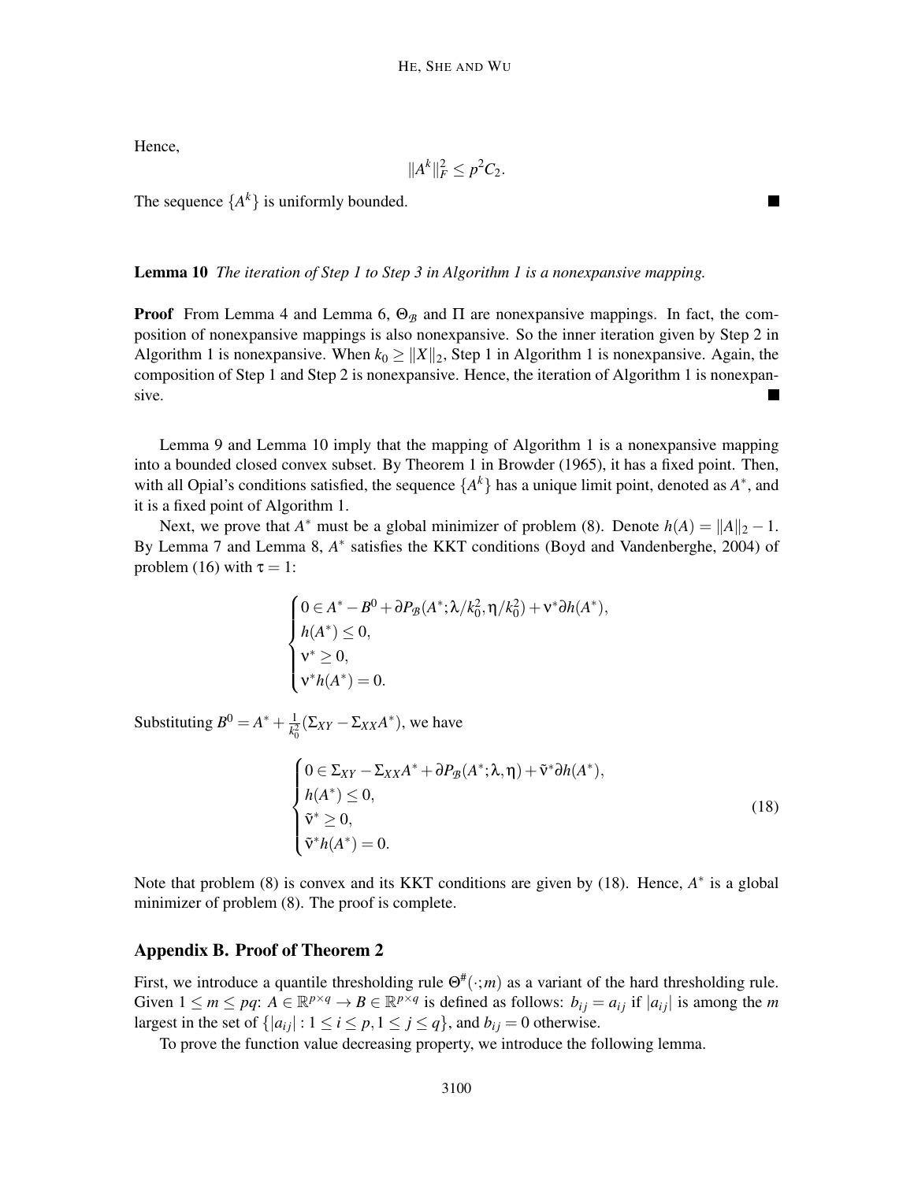Hence,

$$\|A^k\|_F^2 \leq p^2 C_2.$$

The sequence $\{A^k\}$ is uniformly bounded. ■

**Lemma 10** *The iteration of Step 1 to Step 3 in Algorithm 1 is a nonexpansive mapping.*

**Proof** From Lemma 4 and Lemma 6, $\Theta_{\mathcal{B}}$ and $\Pi$ are nonexpansive mappings. In fact, the composition of nonexpansive mappings is also nonexpansive. So the inner iteration given by Step 2 in Algorithm 1 is nonexpansive. When $k_0 \geq \|X\|_2$, Step 1 in Algorithm 1 is nonexpansive. Again, the composition of Step 1 and Step 2 is nonexpansive. Hence, the iteration of Algorithm 1 is nonexpansive. ■

Lemma 9 and Lemma 10 imply that the mapping of Algorithm 1 is a nonexpansive mapping into a bounded closed convex subset. By Theorem 1 in Browder (1965), it has a fixed point. Then, with all Opial's conditions satisfied, the sequence $\{A^k\}$ has a unique limit point, denoted as $A^*$, and it is a fixed point of Algorithm 1.

Next, we prove that $A^*$ must be a global minimizer of problem (8). Denote $h(A) = \|A\|_2 - 1$. By Lemma 7 and Lemma 8, $A^*$ satisfies the KKT conditions (Boyd and Vandenberghe, 2004) of problem (16) with $\tau = 1$:

$$\begin{cases} 0 \in A^* - B^0 + \partial P_{\mathcal{B}}(A^*; \lambda/k_0^2, \eta/k_0^2) + \nu^* \partial h(A^*), \\ h(A^*) \leq 0, \\ \nu^* \geq 0, \\ \nu^* h(A^*) = 0. \end{cases}$$

Substituting $B^0 = A^* + \frac{1}{k_0^2}(\Sigma_{XY} - \Sigma_{XX}A^*)$, we have

$$\begin{cases} 0 \in \Sigma_{XY} - \Sigma_{XX}A^* + \partial P_{\mathcal{B}}(A^*; \lambda, \eta) + \tilde{\nu}^* \partial h(A^*), \\ h(A^*) \leq 0, \\ \tilde{\nu}^* \geq 0, \\ \tilde{\nu}^* h(A^*) = 0. \end{cases} \tag{18}$$

Note that problem (8) is convex and its KKT conditions are given by (18). Hence, $A^*$ is a global minimizer of problem (8). The proof is complete.

## Appendix B. Proof of Theorem 2

First, we introduce a quantile thresholding rule $\Theta^{\#}(\cdot; m)$ as a variant of the hard thresholding rule. Given $1 \leq m \leq pq$: $A \in \mathbb{R}^{p \times q} \rightarrow B \in \mathbb{R}^{p \times q}$ is defined as follows: $b_{ij} = a_{ij}$ if $|a_{ij}|$ is among the $m$ largest in the set of $\{|a_{ij}| : 1 \leq i \leq p, 1 \leq j \leq q\}$, and $b_{ij} = 0$ otherwise.

To prove the function value decreasing property, we introduce the following lemma.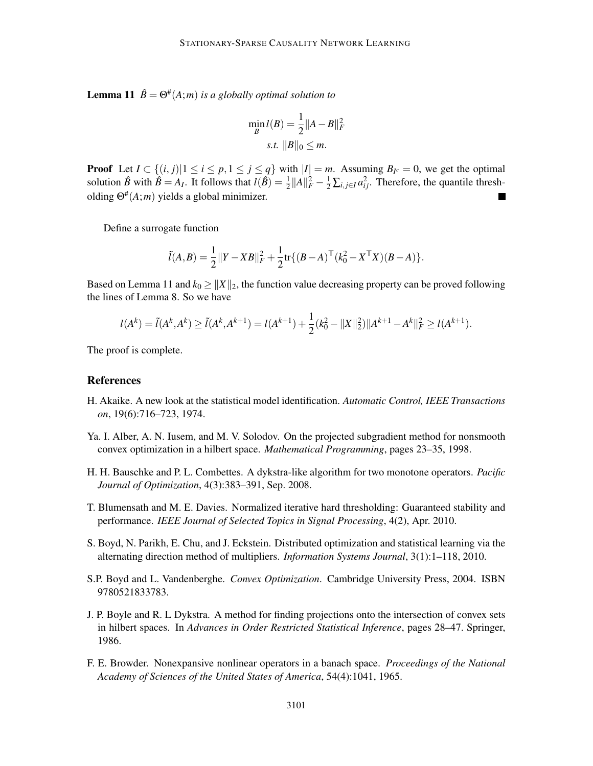**Lemma 11** *$\hat{B} = \Theta^{\#}(A;m)$ is a globally optimal solution to*

$$\min_B l(B) = \frac{1}{2}\|A - B\|_F^2$$
$$s.t.\ \|B\|_0 \leq m.$$

**Proof** Let $I \subset \{(i,j)|1 \leq i \leq p, 1 \leq j \leq q\}$ with $|I| = m$. Assuming $B_{I^c} = 0$, we get the optimal solution $\hat{B}$ with $\hat{B} = A_I$. It follows that $l(\hat{B}) = \frac{1}{2}\|A\|_F^2 - \frac{1}{2}\sum_{i,j \in I} a_{ij}^2$. Therefore, the quantile thresholding $\Theta^{\#}(A;m)$ yields a global minimizer. ■

Define a surrogate function

$$\tilde{l}(A,B) = \frac{1}{2}\|Y - XB\|_F^2 + \frac{1}{2}\text{tr}\{(B-A)^{\mathsf{T}}(k_0^2 - X^{\mathsf{T}}X)(B-A)\}.$$

Based on Lemma 11 and $k_0 \geq \|X\|_2$, the function value decreasing property can be proved following the lines of Lemma 8. So we have

$$l(A^k) = \tilde{l}(A^k, A^k) \geq \tilde{l}(A^k, A^{k+1}) = l(A^{k+1}) + \frac{1}{2}(k_0^2 - \|X\|_2^2)\|A^{k+1} - A^k\|_F^2 \geq l(A^{k+1}).$$

The proof is complete.

## References

H. Akaike. A new look at the statistical model identification. *Automatic Control, IEEE Transactions on*, 19(6):716–723, 1974.

Ya. I. Alber, A. N. Iusem, and M. V. Solodov. On the projected subgradient method for nonsmooth convex optimization in a hilbert space. *Mathematical Programming*, pages 23–35, 1998.

H. H. Bauschke and P. L. Combettes. A dykstra-like algorithm for two monotone operators. *Pacific Journal of Optimization*, 4(3):383–391, Sep. 2008.

T. Blumensath and M. E. Davies. Normalized iterative hard thresholding: Guaranteed stability and performance. *IEEE Journal of Selected Topics in Signal Processing*, 4(2), Apr. 2010.

S. Boyd, N. Parikh, E. Chu, and J. Eckstein. Distributed optimization and statistical learning via the alternating direction method of multipliers. *Information Systems Journal*, 3(1):1–118, 2010.

S.P. Boyd and L. Vandenberghe. *Convex Optimization*. Cambridge University Press, 2004. ISBN 9780521833783.

J. P. Boyle and R. L Dykstra. A method for finding projections onto the intersection of convex sets in hilbert spaces. In *Advances in Order Restricted Statistical Inference*, pages 28–47. Springer, 1986.

F. E. Browder. Nonexpansive nonlinear operators in a banach space. *Proceedings of the National Academy of Sciences of the United States of America*, 54(4):1041, 1965.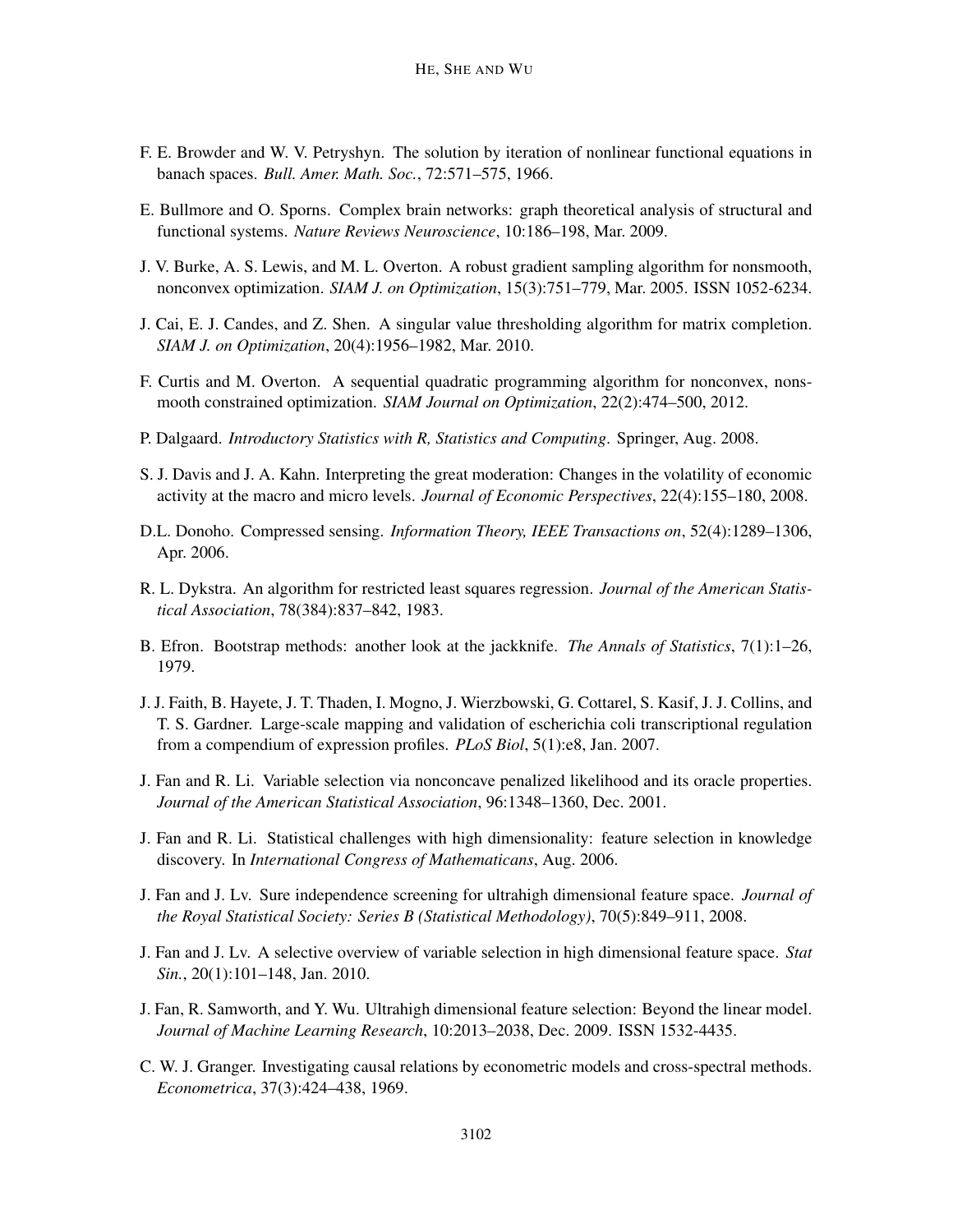F. E. Browder and W. V. Petryshyn. The solution by iteration of nonlinear functional equations in banach spaces. *Bull. Amer. Math. Soc.*, 72:571–575, 1966.

E. Bullmore and O. Sporns. Complex brain networks: graph theoretical analysis of structural and functional systems. *Nature Reviews Neuroscience*, 10:186–198, Mar. 2009.

J. V. Burke, A. S. Lewis, and M. L. Overton. A robust gradient sampling algorithm for nonsmooth, nonconvex optimization. *SIAM J. on Optimization*, 15(3):751–779, Mar. 2005. ISSN 1052-6234.

J. Cai, E. J. Candes, and Z. Shen. A singular value thresholding algorithm for matrix completion. *SIAM J. on Optimization*, 20(4):1956–1982, Mar. 2010.

F. Curtis and M. Overton. A sequential quadratic programming algorithm for nonconvex, nonsmooth constrained optimization. *SIAM Journal on Optimization*, 22(2):474–500, 2012.

P. Dalgaard. *Introductory Statistics with R, Statistics and Computing*. Springer, Aug. 2008.

S. J. Davis and J. A. Kahn. Interpreting the great moderation: Changes in the volatility of economic activity at the macro and micro levels. *Journal of Economic Perspectives*, 22(4):155–180, 2008.

D.L. Donoho. Compressed sensing. *Information Theory, IEEE Transactions on*, 52(4):1289–1306, Apr. 2006.

R. L. Dykstra. An algorithm for restricted least squares regression. *Journal of the American Statistical Association*, 78(384):837–842, 1983.

B. Efron. Bootstrap methods: another look at the jackknife. *The Annals of Statistics*, 7(1):1–26, 1979.

J. J. Faith, B. Hayete, J. T. Thaden, I. Mogno, J. Wierzbowski, G. Cottarel, S. Kasif, J. J. Collins, and T. S. Gardner. Large-scale mapping and validation of escherichia coli transcriptional regulation from a compendium of expression profiles. *PLoS Biol*, 5(1):e8, Jan. 2007.

J. Fan and R. Li. Variable selection via nonconcave penalized likelihood and its oracle properties. *Journal of the American Statistical Association*, 96:1348–1360, Dec. 2001.

J. Fan and R. Li. Statistical challenges with high dimensionality: feature selection in knowledge discovery. In *International Congress of Mathematicans*, Aug. 2006.

J. Fan and J. Lv. Sure independence screening for ultrahigh dimensional feature space. *Journal of the Royal Statistical Society: Series B (Statistical Methodology)*, 70(5):849–911, 2008.

J. Fan and J. Lv. A selective overview of variable selection in high dimensional feature space. *Stat Sin.*, 20(1):101–148, Jan. 2010.

J. Fan, R. Samworth, and Y. Wu. Ultrahigh dimensional feature selection: Beyond the linear model. *Journal of Machine Learning Research*, 10:2013–2038, Dec. 2009. ISSN 1532-4435.

C. W. J. Granger. Investigating causal relations by econometric models and cross-spectral methods. *Econometrica*, 37(3):424–438, 1969.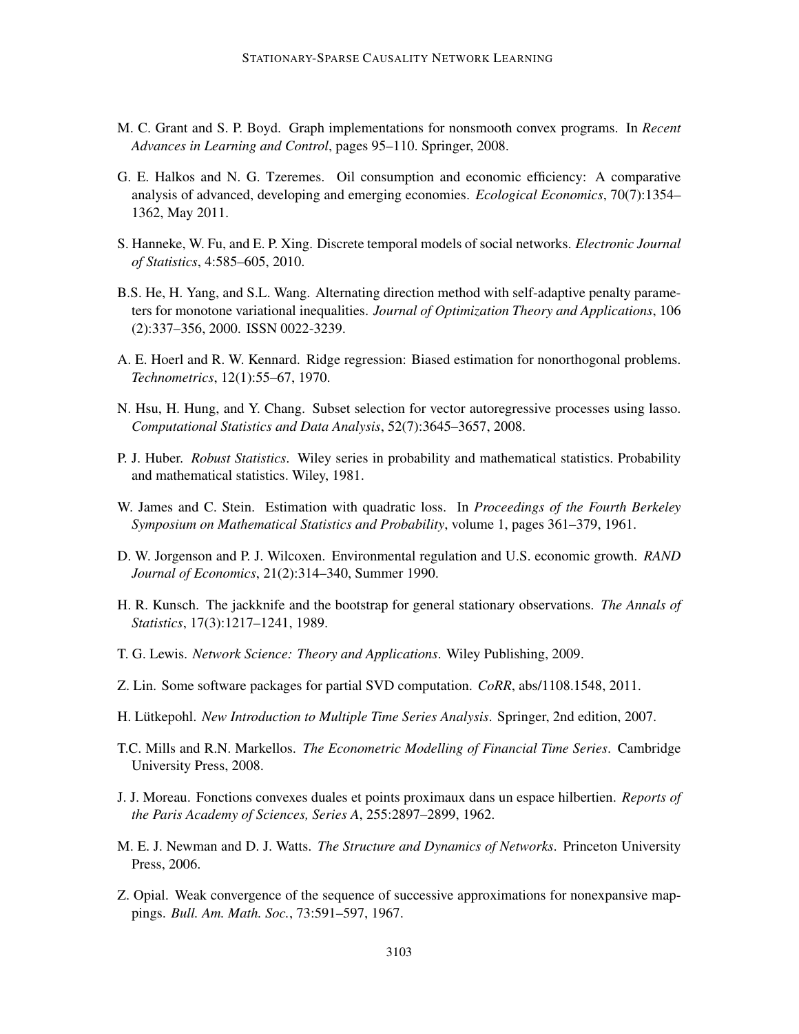M. C. Grant and S. P. Boyd. Graph implementations for nonsmooth convex programs. In *Recent Advances in Learning and Control*, pages 95–110. Springer, 2008.

G. E. Halkos and N. G. Tzeremes. Oil consumption and economic efficiency: A comparative analysis of advanced, developing and emerging economies. *Ecological Economics*, 70(7):1354–1362, May 2011.

S. Hanneke, W. Fu, and E. P. Xing. Discrete temporal models of social networks. *Electronic Journal of Statistics*, 4:585–605, 2010.

B.S. He, H. Yang, and S.L. Wang. Alternating direction method with self-adaptive penalty parameters for monotone variational inequalities. *Journal of Optimization Theory and Applications*, 106 (2):337–356, 2000. ISSN 0022-3239.

A. E. Hoerl and R. W. Kennard. Ridge regression: Biased estimation for nonorthogonal problems. *Technometrics*, 12(1):55–67, 1970.

N. Hsu, H. Hung, and Y. Chang. Subset selection for vector autoregressive processes using lasso. *Computational Statistics and Data Analysis*, 52(7):3645–3657, 2008.

P. J. Huber. *Robust Statistics*. Wiley series in probability and mathematical statistics. Probability and mathematical statistics. Wiley, 1981.

W. James and C. Stein. Estimation with quadratic loss. In *Proceedings of the Fourth Berkeley Symposium on Mathematical Statistics and Probability*, volume 1, pages 361–379, 1961.

D. W. Jorgenson and P. J. Wilcoxen. Environmental regulation and U.S. economic growth. *RAND Journal of Economics*, 21(2):314–340, Summer 1990.

H. R. Kunsch. The jackknife and the bootstrap for general stationary observations. *The Annals of Statistics*, 17(3):1217–1241, 1989.

T. G. Lewis. *Network Science: Theory and Applications*. Wiley Publishing, 2009.

Z. Lin. Some software packages for partial SVD computation. *CoRR*, abs/1108.1548, 2011.

H. Lütkepohl. *New Introduction to Multiple Time Series Analysis*. Springer, 2nd edition, 2007.

T.C. Mills and R.N. Markellos. *The Econometric Modelling of Financial Time Series*. Cambridge University Press, 2008.

J. J. Moreau. Fonctions convexes duales et points proximaux dans un espace hilbertien. *Reports of the Paris Academy of Sciences, Series A*, 255:2897–2899, 1962.

M. E. J. Newman and D. J. Watts. *The Structure and Dynamics of Networks*. Princeton University Press, 2006.

Z. Opial. Weak convergence of the sequence of successive approximations for nonexpansive mappings. *Bull. Am. Math. Soc.*, 73:591–597, 1967.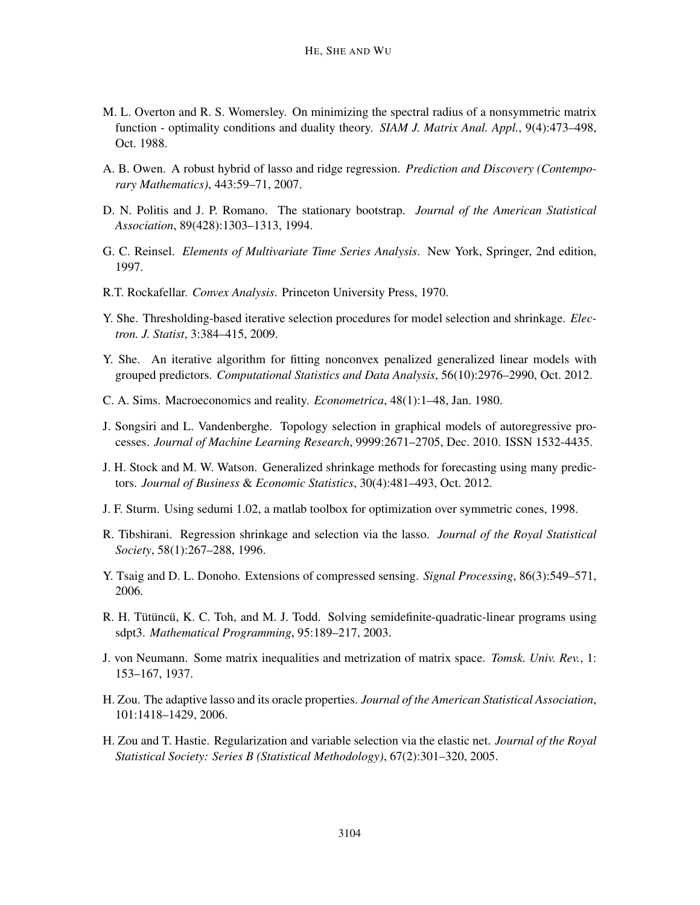M. L. Overton and R. S. Womersley. On minimizing the spectral radius of a nonsymmetric matrix function - optimality conditions and duality theory. *SIAM J. Matrix Anal. Appl.*, 9(4):473–498, Oct. 1988.

A. B. Owen. A robust hybrid of lasso and ridge regression. *Prediction and Discovery (Contemporary Mathematics)*, 443:59–71, 2007.

D. N. Politis and J. P. Romano. The stationary bootstrap. *Journal of the American Statistical Association*, 89(428):1303–1313, 1994.

G. C. Reinsel. *Elements of Multivariate Time Series Analysis*. New York, Springer, 2nd edition, 1997.

R.T. Rockafellar. *Convex Analysis*. Princeton University Press, 1970.

Y. She. Thresholding-based iterative selection procedures for model selection and shrinkage. *Electron. J. Statist*, 3:384–415, 2009.

Y. She. An iterative algorithm for fitting nonconvex penalized generalized linear models with grouped predictors. *Computational Statistics and Data Analysis*, 56(10):2976–2990, Oct. 2012.

C. A. Sims. Macroeconomics and reality. *Econometrica*, 48(1):1–48, Jan. 1980.

J. Songsiri and L. Vandenberghe. Topology selection in graphical models of autoregressive processes. *Journal of Machine Learning Research*, 9999:2671–2705, Dec. 2010. ISSN 1532-4435.

J. H. Stock and M. W. Watson. Generalized shrinkage methods for forecasting using many predictors. *Journal of Business & Economic Statistics*, 30(4):481–493, Oct. 2012.

J. F. Sturm. Using sedumi 1.02, a matlab toolbox for optimization over symmetric cones, 1998.

R. Tibshirani. Regression shrinkage and selection via the lasso. *Journal of the Royal Statistical Society*, 58(1):267–288, 1996.

Y. Tsaig and D. L. Donoho. Extensions of compressed sensing. *Signal Processing*, 86(3):549–571, 2006.

R. H. Tütüncü, K. C. Toh, and M. J. Todd. Solving semidefinite-quadratic-linear programs using sdpt3. *Mathematical Programming*, 95:189–217, 2003.

J. von Neumann. Some matrix inequalities and metrization of matrix space. *Tomsk. Univ. Rev.*, 1: 153–167, 1937.

H. Zou. The adaptive lasso and its oracle properties. *Journal of the American Statistical Association*, 101:1418–1429, 2006.

H. Zou and T. Hastie. Regularization and variable selection via the elastic net. *Journal of the Royal Statistical Society: Series B (Statistical Methodology)*, 67(2):301–320, 2005.